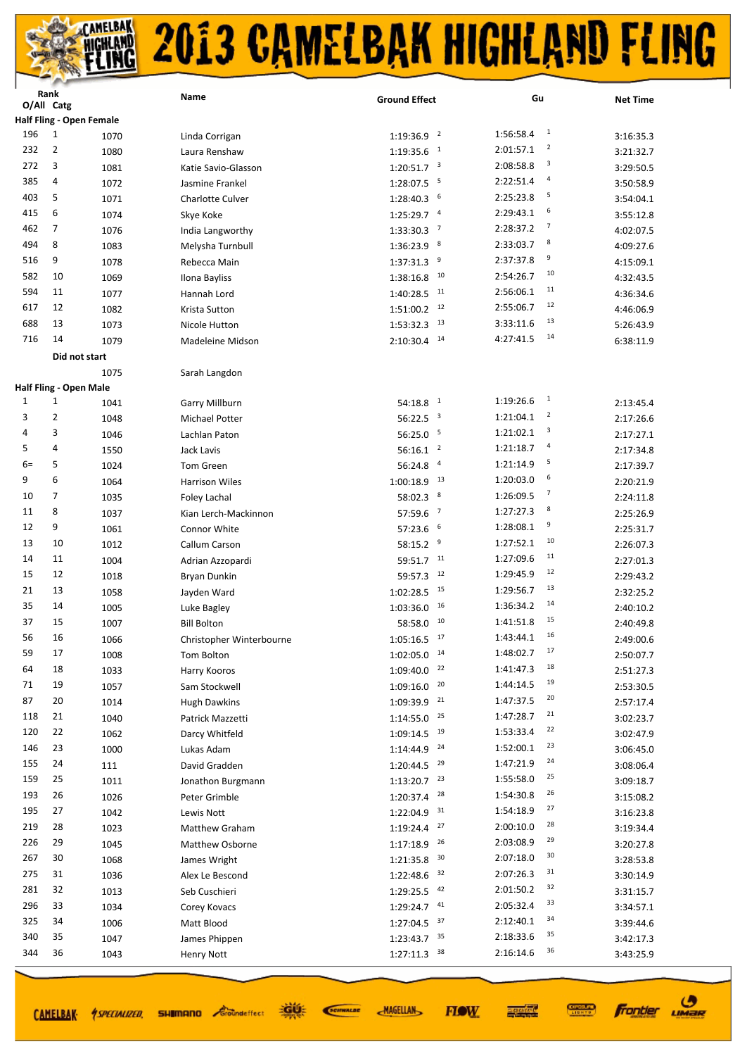# 2013 CAMELBAK HIGHLAND FLING

| Rank O/All | Catg | | Name | Ground Effect | | Gu | | Net Time |
|---|---|---|---|---|---|---|---|---|
| **Half Fling - Open Female** | | | | | | | | |
| 196 | 1 | 1070 | Linda Corrigan | 1:19:36.9 | 2 | 1:56:58.4 | 1 | 3:16:35.3 |
| 232 | 2 | 1080 | Laura Renshaw | 1:19:35.6 | 1 | 2:01:57.1 | 2 | 3:21:32.7 |
| 272 | 3 | 1081 | Katie Savio-Glasson | 1:20:51.7 | 3 | 2:08:58.8 | 3 | 3:29:50.5 |
| 385 | 4 | 1072 | Jasmine Frankel | 1:28:07.5 | 5 | 2:22:51.4 | 4 | 3:50:58.9 |
| 403 | 5 | 1071 | Charlotte Culver | 1:28:40.3 | 6 | 2:25:23.8 | 5 | 3:54:04.1 |
| 415 | 6 | 1074 | Skye Koke | 1:25:29.7 | 4 | 2:29:43.1 | 6 | 3:55:12.8 |
| 462 | 7 | 1076 | India Langworthy | 1:33:30.3 | 7 | 2:28:37.2 | 7 | 4:02:07.5 |
| 494 | 8 | 1083 | Melysha Turnbull | 1:36:23.9 | 8 | 2:33:03.7 | 8 | 4:09:27.6 |
| 516 | 9 | 1078 | Rebecca Main | 1:37:31.3 | 9 | 2:37:37.8 | 9 | 4:15:09.1 |
| 582 | 10 | 1069 | Ilona Bayliss | 1:38:16.8 | 10 | 2:54:26.7 | 10 | 4:32:43.5 |
| 594 | 11 | 1077 | Hannah Lord | 1:40:28.5 | 11 | 2:56:06.1 | 11 | 4:36:34.6 |
| 617 | 12 | 1082 | Krista Sutton | 1:51:00.2 | 12 | 2:55:06.7 | 12 | 4:46:06.9 |
| 688 | 13 | 1073 | Nicole Hutton | 1:53:32.3 | 13 | 3:33:11.6 | 13 | 5:26:43.9 |
| 716 | 14 | 1079 | Madeleine Midson | 2:10:30.4 | 14 | 4:27:41.5 | 14 | 6:38:11.9 |
| | **Did not start** | | | | | | | |
| | | 1075 | Sarah Langdon | | | | | |
| **Half Fling - Open Male** | | | | | | | | |
| 1 | 1 | 1041 | Garry Millburn | 54:18.8 | 1 | 1:19:26.6 | 1 | 2:13:45.4 |
| 3 | 2 | 1048 | Michael Potter | 56:22.5 | 3 | 1:21:04.1 | 2 | 2:17:26.6 |
| 4 | 3 | 1046 | Lachlan Paton | 56:25.0 | 5 | 1:21:02.1 | 3 | 2:17:27.1 |
| 5 | 4 | 1550 | Jack Lavis | 56:16.1 | 2 | 1:21:18.7 | 4 | 2:17:34.8 |
| 6= | 5 | 1024 | Tom Green | 56:24.8 | 4 | 1:21:14.9 | 5 | 2:17:39.7 |
| 9 | 6 | 1064 | Harrison Wiles | 1:00:18.9 | 13 | 1:20:03.0 | 6 | 2:20:21.9 |
| 10 | 7 | 1035 | Foley Lachal | 58:02.3 | 8 | 1:26:09.5 | 7 | 2:24:11.8 |
| 11 | 8 | 1037 | Kian Lerch-Mackinnon | 57:59.6 | 7 | 1:27:27.3 | 8 | 2:25:26.9 |
| 12 | 9 | 1061 | Connor White | 57:23.6 | 6 | 1:28:08.1 | 9 | 2:25:31.7 |
| 13 | 10 | 1012 | Callum Carson | 58:15.2 | 9 | 1:27:52.1 | 10 | 2:26:07.3 |
| 14 | 11 | 1004 | Adrian Azzopardi | 59:51.7 | 11 | 1:27:09.6 | 11 | 2:27:01.3 |
| 15 | 12 | 1018 | Bryan Dunkin | 59:57.3 | 12 | 1:29:45.9 | 12 | 2:29:43.2 |
| 21 | 13 | 1058 | Jayden Ward | 1:02:28.5 | 15 | 1:29:56.7 | 13 | 2:32:25.2 |
| 35 | 14 | 1005 | Luke Bagley | 1:03:36.0 | 16 | 1:36:34.2 | 14 | 2:40:10.2 |
| 37 | 15 | 1007 | Bill Bolton | 58:58.0 | 10 | 1:41:51.8 | 15 | 2:40:49.8 |
| 56 | 16 | 1066 | Christopher Winterbourne | 1:05:16.5 | 17 | 1:43:44.1 | 16 | 2:49:00.6 |
| 59 | 17 | 1008 | Tom Bolton | 1:02:05.0 | 14 | 1:48:02.7 | 17 | 2:50:07.7 |
| 64 | 18 | 1033 | Harry Kooros | 1:09:40.0 | 22 | 1:41:47.3 | 18 | 2:51:27.3 |
| 71 | 19 | 1057 | Sam Stockwell | 1:09:16.0 | 20 | 1:44:14.5 | 19 | 2:53:30.5 |
| 87 | 20 | 1014 | Hugh Dawkins | 1:09:39.9 | 21 | 1:47:37.5 | 20 | 2:57:17.4 |
| 118 | 21 | 1040 | Patrick Mazzetti | 1:14:55.0 | 25 | 1:47:28.7 | 21 | 3:02:23.7 |
| 120 | 22 | 1062 | Darcy Whitfeld | 1:09:14.5 | 19 | 1:53:33.4 | 22 | 3:02:47.9 |
| 146 | 23 | 1000 | Lukas Adam | 1:14:44.9 | 24 | 1:52:00.1 | 23 | 3:06:45.0 |
| 155 | 24 | 111 | David Gradden | 1:20:44.5 | 29 | 1:47:21.9 | 24 | 3:08:06.4 |
| 159 | 25 | 1011 | Jonathon Burgmann | 1:13:20.7 | 23 | 1:55:58.0 | 25 | 3:09:18.7 |
| 193 | 26 | 1026 | Peter Grimble | 1:20:37.4 | 28 | 1:54:30.8 | 26 | 3:15:08.2 |
| 195 | 27 | 1042 | Lewis Nott | 1:22:04.9 | 31 | 1:54:18.9 | 27 | 3:16:23.8 |
| 219 | 28 | 1023 | Matthew Graham | 1:19:24.4 | 27 | 2:00:10.0 | 28 | 3:19:34.4 |
| 226 | 29 | 1045 | Matthew Osborne | 1:17:18.9 | 26 | 2:03:08.9 | 29 | 3:20:27.8 |
| 267 | 30 | 1068 | James Wright | 1:21:35.8 | 30 | 2:07:18.0 | 30 | 3:28:53.8 |
| 275 | 31 | 1036 | Alex Le Bescond | 1:22:48.6 | 32 | 2:07:26.3 | 31 | 3:30:14.9 |
| 281 | 32 | 1013 | Seb Cuschieri | 1:29:25.5 | 42 | 2:01:50.2 | 32 | 3:31:15.7 |
| 296 | 33 | 1034 | Corey Kovacs | 1:29:24.7 | 41 | 2:05:32.4 | 33 | 3:34:57.1 |
| 325 | 34 | 1006 | Matt Blood | 1:27:04.5 | 37 | 2:12:40.1 | 34 | 3:39:44.6 |
| 340 | 35 | 1047 | James Phippen | 1:23:43.7 | 35 | 2:18:33.6 | 35 | 3:42:17.3 |
| 344 | 36 | 1043 | Henry Nott | 1:27:11.3 | 38 | 2:16:14.6 | 36 | 3:43:25.9 |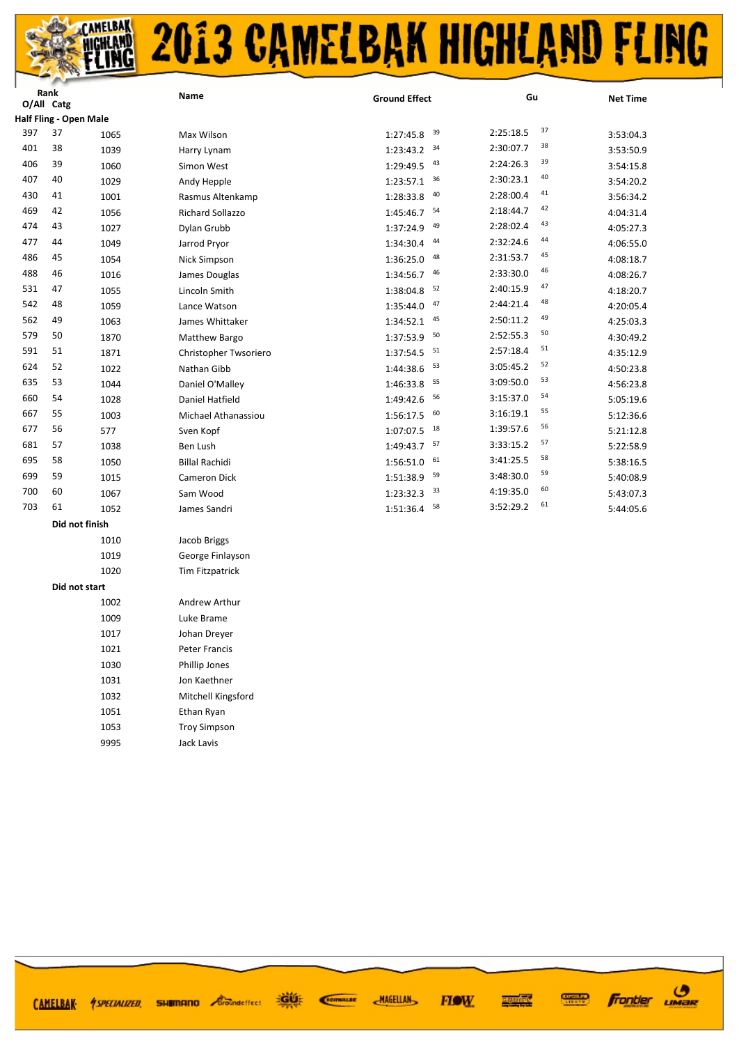# 2013 CAMELBAK HIGHLAND FLING

| Rank O/All | Catg | | Name | Ground Effect | | Gu | | Net Time |
|---|---|---|---|---|---|---|---|---|
| **Half Fling - Open Male** | | | | | | | | |
| 397 | 37 | 1065 | Max Wilson | 1:27:45.8 | 39 | 2:25:18.5 | 37 | 3:53:04.3 |
| 401 | 38 | 1039 | Harry Lynam | 1:23:43.2 | 34 | 2:30:07.7 | 38 | 3:53:50.9 |
| 406 | 39 | 1060 | Simon West | 1:29:49.5 | 43 | 2:24:26.3 | 39 | 3:54:15.8 |
| 407 | 40 | 1029 | Andy Hepple | 1:23:57.1 | 36 | 2:30:23.1 | 40 | 3:54:20.2 |
| 430 | 41 | 1001 | Rasmus Altenkamp | 1:28:33.8 | 40 | 2:28:00.4 | 41 | 3:56:34.2 |
| 469 | 42 | 1056 | Richard Sollazzo | 1:45:46.7 | 54 | 2:18:44.7 | 42 | 4:04:31.4 |
| 474 | 43 | 1027 | Dylan Grubb | 1:37:24.9 | 49 | 2:28:02.4 | 43 | 4:05:27.3 |
| 477 | 44 | 1049 | Jarrod Pryor | 1:34:30.4 | 44 | 2:32:24.6 | 44 | 4:06:55.0 |
| 486 | 45 | 1054 | Nick Simpson | 1:36:25.0 | 48 | 2:31:53.7 | 45 | 4:08:18.7 |
| 488 | 46 | 1016 | James Douglas | 1:34:56.7 | 46 | 2:33:30.0 | 46 | 4:08:26.7 |
| 531 | 47 | 1055 | Lincoln Smith | 1:38:04.8 | 52 | 2:40:15.9 | 47 | 4:18:20.7 |
| 542 | 48 | 1059 | Lance Watson | 1:35:44.0 | 47 | 2:44:21.4 | 48 | 4:20:05.4 |
| 562 | 49 | 1063 | James Whittaker | 1:34:52.1 | 45 | 2:50:11.2 | 49 | 4:25:03.3 |
| 579 | 50 | 1870 | Matthew Bargo | 1:37:53.9 | 50 | 2:52:55.3 | 50 | 4:30:49.2 |
| 591 | 51 | 1871 | Christopher Twsoriero | 1:37:54.5 | 51 | 2:57:18.4 | 51 | 4:35:12.9 |
| 624 | 52 | 1022 | Nathan Gibb | 1:44:38.6 | 53 | 3:05:45.2 | 52 | 4:50:23.8 |
| 635 | 53 | 1044 | Daniel O'Malley | 1:46:33.8 | 55 | 3:09:50.0 | 53 | 4:56:23.8 |
| 660 | 54 | 1028 | Daniel Hatfield | 1:49:42.6 | 56 | 3:15:37.0 | 54 | 5:05:19.6 |
| 667 | 55 | 1003 | Michael Athanassiou | 1:56:17.5 | 60 | 3:16:19.1 | 55 | 5:12:36.6 |
| 677 | 56 | 577 | Sven Kopf | 1:07:07.5 | 18 | 1:39:57.6 | 56 | 5:21:12.8 |
| 681 | 57 | 1038 | Ben Lush | 1:49:43.7 | 57 | 3:33:15.2 | 57 | 5:22:58.9 |
| 695 | 58 | 1050 | Billal Rachidi | 1:56:51.0 | 61 | 3:41:25.5 | 58 | 5:38:16.5 |
| 699 | 59 | 1015 | Cameron Dick | 1:51:38.9 | 59 | 3:48:30.0 | 59 | 5:40:08.9 |
| 700 | 60 | 1067 | Sam Wood | 1:23:32.3 | 33 | 4:19:35.0 | 60 | 5:43:07.3 |
| 703 | 61 | 1052 | James Sandri | 1:51:36.4 | 58 | 3:52:29.2 | 61 | 5:44:05.6 |
| | **Did not finish** | | | | | | | |
| | | 1010 | Jacob Briggs | | | | | |
| | | 1019 | George Finlayson | | | | | |
| | | 1020 | Tim Fitzpatrick | | | | | |
| | **Did not start** | | | | | | | |
| | | 1002 | Andrew Arthur | | | | | |
| | | 1009 | Luke Brame | | | | | |
| | | 1017 | Johan Dreyer | | | | | |
| | | 1021 | Peter Francis | | | | | |
| | | 1030 | Phillip Jones | | | | | |
| | | 1031 | Jon Kaethner | | | | | |
| | | 1032 | Mitchell Kingsford | | | | | |
| | | 1051 | Ethan Ryan | | | | | |
| | | 1053 | Troy Simpson | | | | | |
| | | 9995 | Jack Lavis | | | | | |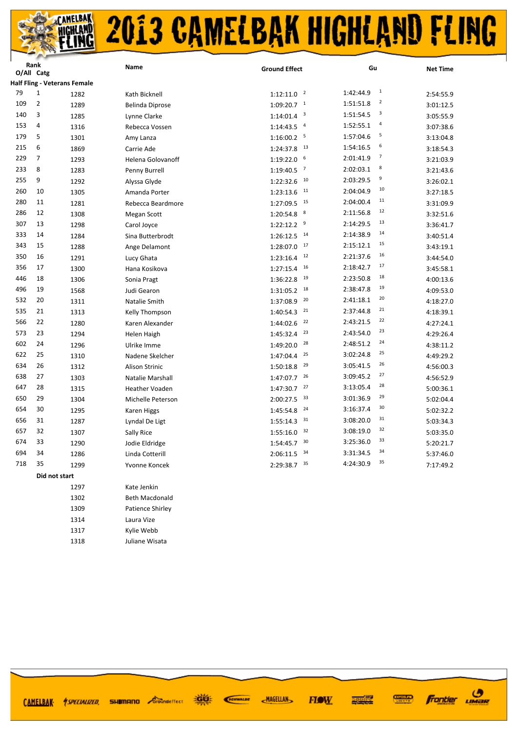# 2013 CAMELBAK HIGHLAND FLING

## Half Fling - Veterans Female

| Rank O/All | Catg | | Name | Ground Effect | | Gu | | Net Time |
|---|---|---|---|---|---|---|---|---|
| 79 | 1 | 1282 | Kath Bicknell | 1:12:11.0 | 2 | 1:42:44.9 | 1 | 2:54:55.9 |
| 109 | 2 | 1289 | Belinda Diprose | 1:09:20.7 | 1 | 1:51:51.8 | 2 | 3:01:12.5 |
| 140 | 3 | 1285 | Lynne Clarke | 1:14:01.4 | 3 | 1:51:54.5 | 3 | 3:05:55.9 |
| 153 | 4 | 1316 | Rebecca Vossen | 1:14:43.5 | 4 | 1:52:55.1 | 4 | 3:07:38.6 |
| 179 | 5 | 1301 | Amy Lanza | 1:16:00.2 | 5 | 1:57:04.6 | 5 | 3:13:04.8 |
| 215 | 6 | 1869 | Carrie Ade | 1:24:37.8 | 13 | 1:54:16.5 | 6 | 3:18:54.3 |
| 229 | 7 | 1293 | Helena Golovanoff | 1:19:22.0 | 6 | 2:01:41.9 | 7 | 3:21:03.9 |
| 233 | 8 | 1283 | Penny Burrell | 1:19:40.5 | 7 | 2:02:03.1 | 8 | 3:21:43.6 |
| 255 | 9 | 1292 | Alyssa Glyde | 1:22:32.6 | 10 | 2:03:29.5 | 9 | 3:26:02.1 |
| 260 | 10 | 1305 | Amanda Porter | 1:23:13.6 | 11 | 2:04:04.9 | 10 | 3:27:18.5 |
| 280 | 11 | 1281 | Rebecca Beardmore | 1:27:09.5 | 15 | 2:04:00.4 | 11 | 3:31:09.9 |
| 286 | 12 | 1308 | Megan Scott | 1:20:54.8 | 8 | 2:11:56.8 | 12 | 3:32:51.6 |
| 307 | 13 | 1298 | Carol Joyce | 1:22:12.2 | 9 | 2:14:29.5 | 13 | 3:36:41.7 |
| 333 | 14 | 1284 | Sina Butterbrodt | 1:26:12.5 | 14 | 2:14:38.9 | 14 | 3:40:51.4 |
| 343 | 15 | 1288 | Ange Delamont | 1:28:07.0 | 17 | 2:15:12.1 | 15 | 3:43:19.1 |
| 350 | 16 | 1291 | Lucy Ghata | 1:23:16.4 | 12 | 2:21:37.6 | 16 | 3:44:54.0 |
| 356 | 17 | 1300 | Hana Kosikova | 1:27:15.4 | 16 | 2:18:42.7 | 17 | 3:45:58.1 |
| 446 | 18 | 1306 | Sonia Pragt | 1:36:22.8 | 19 | 2:23:50.8 | 18 | 4:00:13.6 |
| 496 | 19 | 1568 | Judi Gearon | 1:31:05.2 | 18 | 2:38:47.8 | 19 | 4:09:53.0 |
| 532 | 20 | 1311 | Natalie Smith | 1:37:08.9 | 20 | 2:41:18.1 | 20 | 4:18:27.0 |
| 535 | 21 | 1313 | Kelly Thompson | 1:40:54.3 | 21 | 2:37:44.8 | 21 | 4:18:39.1 |
| 566 | 22 | 1280 | Karen Alexander | 1:44:02.6 | 22 | 2:43:21.5 | 22 | 4:27:24.1 |
| 573 | 23 | 1294 | Helen Haigh | 1:45:32.4 | 23 | 2:43:54.0 | 23 | 4:29:26.4 |
| 602 | 24 | 1296 | Ulrike Imme | 1:49:20.0 | 28 | 2:48:51.2 | 24 | 4:38:11.2 |
| 622 | 25 | 1310 | Nadene Skelcher | 1:47:04.4 | 25 | 3:02:24.8 | 25 | 4:49:29.2 |
| 634 | 26 | 1312 | Alison Strinic | 1:50:18.8 | 29 | 3:05:41.5 | 26 | 4:56:00.3 |
| 638 | 27 | 1303 | Natalie Marshall | 1:47:07.7 | 26 | 3:09:45.2 | 27 | 4:56:52.9 |
| 647 | 28 | 1315 | Heather Voaden | 1:47:30.7 | 27 | 3:13:05.4 | 28 | 5:00:36.1 |
| 650 | 29 | 1304 | Michelle Peterson | 2:00:27.5 | 33 | 3:01:36.9 | 29 | 5:02:04.4 |
| 654 | 30 | 1295 | Karen Higgs | 1:45:54.8 | 24 | 3:16:37.4 | 30 | 5:02:32.2 |
| 656 | 31 | 1287 | Lyndal De Ligt | 1:55:14.3 | 31 | 3:08:20.0 | 31 | 5:03:34.3 |
| 657 | 32 | 1307 | Sally Rice | 1:55:16.0 | 32 | 3:08:19.0 | 32 | 5:03:35.0 |
| 674 | 33 | 1290 | Jodie Eldridge | 1:54:45.7 | 30 | 3:25:36.0 | 33 | 5:20:21.7 |
| 694 | 34 | 1286 | Linda Cotterill | 2:06:11.5 | 34 | 3:31:34.5 | 34 | 5:37:46.0 |
| 718 | 35 | 1299 | Yvonne Koncek | 2:29:38.7 | 35 | 4:24:30.9 | 35 | 7:17:49.2 |

**Did not start**

| | Name |
|---|---|
| 1297 | Kate Jenkin |
| 1302 | Beth Macdonald |
| 1309 | Patience Shirley |
| 1314 | Laura Vize |
| 1317 | Kylie Webb |
| 1318 | Juliane Wisata |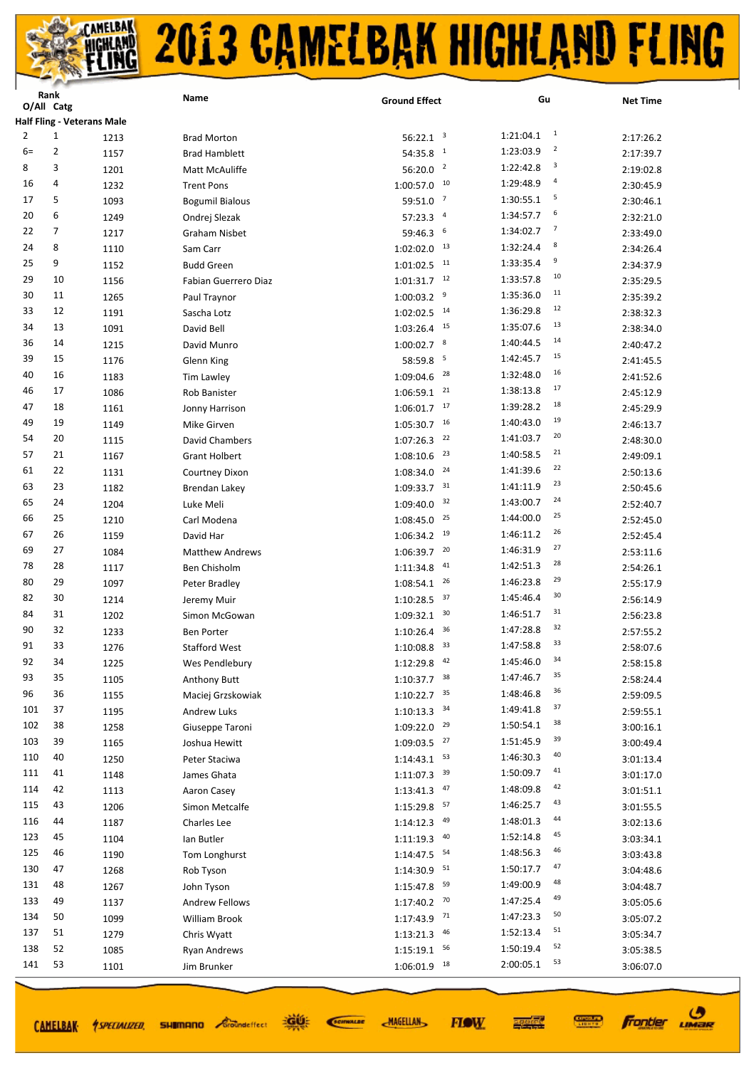# 2013 CAMELBAK HIGHLAND FLING

| Rank O/All | Catg | | Name | Ground Effect | | Gu | | Net Time |
|---|---|---|---|---|---|---|---|---|
| **Half Fling - Veterans Male** | | | | | | | | |
| 2 | 1 | 1213 | Brad Morton | 56:22.1 | 3 | 1:21:04.1 | 1 | 2:17:26.2 |
| 6= | 2 | 1157 | Brad Hamblett | 54:35.8 | 1 | 1:23:03.9 | 2 | 2:17:39.7 |
| 8 | 3 | 1201 | Matt McAuliffe | 56:20.0 | 2 | 1:22:42.8 | 3 | 2:19:02.8 |
| 16 | 4 | 1232 | Trent Pons | 1:00:57.0 | 10 | 1:29:48.9 | 4 | 2:30:45.9 |
| 17 | 5 | 1093 | Bogumil Bialous | 59:51.0 | 7 | 1:30:55.1 | 5 | 2:30:46.1 |
| 20 | 6 | 1249 | Ondrej Slezak | 57:23.3 | 4 | 1:34:57.7 | 6 | 2:32:21.0 |
| 22 | 7 | 1217 | Graham Nisbet | 59:46.3 | 6 | 1:34:02.7 | 7 | 2:33:49.0 |
| 24 | 8 | 1110 | Sam Carr | 1:02:02.0 | 13 | 1:32:24.4 | 8 | 2:34:26.4 |
| 25 | 9 | 1152 | Budd Green | 1:01:02.5 | 11 | 1:33:35.4 | 9 | 2:34:37.9 |
| 29 | 10 | 1156 | Fabian Guerrero Diaz | 1:01:31.7 | 12 | 1:33:57.8 | 10 | 2:35:29.5 |
| 30 | 11 | 1265 | Paul Traynor | 1:00:03.2 | 9 | 1:35:36.0 | 11 | 2:35:39.2 |
| 33 | 12 | 1191 | Sascha Lotz | 1:02:02.5 | 14 | 1:36:29.8 | 12 | 2:38:32.3 |
| 34 | 13 | 1091 | David Bell | 1:03:26.4 | 15 | 1:35:07.6 | 13 | 2:38:34.0 |
| 36 | 14 | 1215 | David Munro | 1:00:02.7 | 8 | 1:40:44.5 | 14 | 2:40:47.2 |
| 39 | 15 | 1176 | Glenn King | 58:59.8 | 5 | 1:42:45.7 | 15 | 2:41:45.5 |
| 40 | 16 | 1183 | Tim Lawley | 1:09:04.6 | 28 | 1:32:48.0 | 16 | 2:41:52.6 |
| 46 | 17 | 1086 | Rob Banister | 1:06:59.1 | 21 | 1:38:13.8 | 17 | 2:45:12.9 |
| 47 | 18 | 1161 | Jonny Harrison | 1:06:01.7 | 17 | 1:39:28.2 | 18 | 2:45:29.9 |
| 49 | 19 | 1149 | Mike Girven | 1:05:30.7 | 16 | 1:40:43.0 | 19 | 2:46:13.7 |
| 54 | 20 | 1115 | David Chambers | 1:07:26.3 | 22 | 1:41:03.7 | 20 | 2:48:30.0 |
| 57 | 21 | 1167 | Grant Holbert | 1:08:10.6 | 23 | 1:40:58.5 | 21 | 2:49:09.1 |
| 61 | 22 | 1131 | Courtney Dixon | 1:08:34.0 | 24 | 1:41:39.6 | 22 | 2:50:13.6 |
| 63 | 23 | 1182 | Brendan Lakey | 1:09:33.7 | 31 | 1:41:11.9 | 23 | 2:50:45.6 |
| 65 | 24 | 1204 | Luke Meli | 1:09:40.0 | 32 | 1:43:00.7 | 24 | 2:52:40.7 |
| 66 | 25 | 1210 | Carl Modena | 1:08:45.0 | 25 | 1:44:00.0 | 25 | 2:52:45.0 |
| 67 | 26 | 1159 | David Har | 1:06:34.2 | 19 | 1:46:11.2 | 26 | 2:52:45.4 |
| 69 | 27 | 1084 | Matthew Andrews | 1:06:39.7 | 20 | 1:46:31.9 | 27 | 2:53:11.6 |
| 78 | 28 | 1117 | Ben Chisholm | 1:11:34.8 | 41 | 1:42:51.3 | 28 | 2:54:26.1 |
| 80 | 29 | 1097 | Peter Bradley | 1:08:54.1 | 26 | 1:46:23.8 | 29 | 2:55:17.9 |
| 82 | 30 | 1214 | Jeremy Muir | 1:10:28.5 | 37 | 1:45:46.4 | 30 | 2:56:14.9 |
| 84 | 31 | 1202 | Simon McGowan | 1:09:32.1 | 30 | 1:46:51.7 | 31 | 2:56:23.8 |
| 90 | 32 | 1233 | Ben Porter | 1:10:26.4 | 36 | 1:47:28.8 | 32 | 2:57:55.2 |
| 91 | 33 | 1276 | Stafford West | 1:10:08.8 | 33 | 1:47:58.8 | 33 | 2:58:07.6 |
| 92 | 34 | 1225 | Wes Pendlebury | 1:12:29.8 | 42 | 1:45:46.0 | 34 | 2:58:15.8 |
| 93 | 35 | 1105 | Anthony Butt | 1:10:37.7 | 38 | 1:47:46.7 | 35 | 2:58:24.4 |
| 96 | 36 | 1155 | Maciej Grzskowiak | 1:10:22.7 | 35 | 1:48:46.8 | 36 | 2:59:09.5 |
| 101 | 37 | 1195 | Andrew Luks | 1:10:13.3 | 34 | 1:49:41.8 | 37 | 2:59:55.1 |
| 102 | 38 | 1258 | Giuseppe Taroni | 1:09:22.0 | 29 | 1:50:54.1 | 38 | 3:00:16.1 |
| 103 | 39 | 1165 | Joshua Hewitt | 1:09:03.5 | 27 | 1:51:45.9 | 39 | 3:00:49.4 |
| 110 | 40 | 1250 | Peter Staciwa | 1:14:43.1 | 53 | 1:46:30.3 | 40 | 3:01:13.4 |
| 111 | 41 | 1148 | James Ghata | 1:11:07.3 | 39 | 1:50:09.7 | 41 | 3:01:17.0 |
| 114 | 42 | 1113 | Aaron Casey | 1:13:41.3 | 47 | 1:48:09.8 | 42 | 3:01:51.1 |
| 115 | 43 | 1206 | Simon Metcalfe | 1:15:29.8 | 57 | 1:46:25.7 | 43 | 3:01:55.5 |
| 116 | 44 | 1187 | Charles Lee | 1:14:12.3 | 49 | 1:48:01.3 | 44 | 3:02:13.6 |
| 123 | 45 | 1104 | Ian Butler | 1:11:19.3 | 40 | 1:52:14.8 | 45 | 3:03:34.1 |
| 125 | 46 | 1190 | Tom Longhurst | 1:14:47.5 | 54 | 1:48:56.3 | 46 | 3:03:43.8 |
| 130 | 47 | 1268 | Rob Tyson | 1:14:30.9 | 51 | 1:50:17.7 | 47 | 3:04:48.6 |
| 131 | 48 | 1267 | John Tyson | 1:15:47.8 | 59 | 1:49:00.9 | 48 | 3:04:48.7 |
| 133 | 49 | 1137 | Andrew Fellows | 1:17:40.2 | 70 | 1:47:25.4 | 49 | 3:05:05.6 |
| 134 | 50 | 1099 | William Brook | 1:17:43.9 | 71 | 1:47:23.3 | 50 | 3:05:07.2 |
| 137 | 51 | 1279 | Chris Wyatt | 1:13:21.3 | 46 | 1:52:13.4 | 51 | 3:05:34.7 |
| 138 | 52 | 1085 | Ryan Andrews | 1:15:19.1 | 56 | 1:50:19.4 | 52 | 3:05:38.5 |
| 141 | 53 | 1101 | Jim Brunker | 1:06:01.9 | 18 | 2:00:05.1 | 53 | 3:06:07.0 |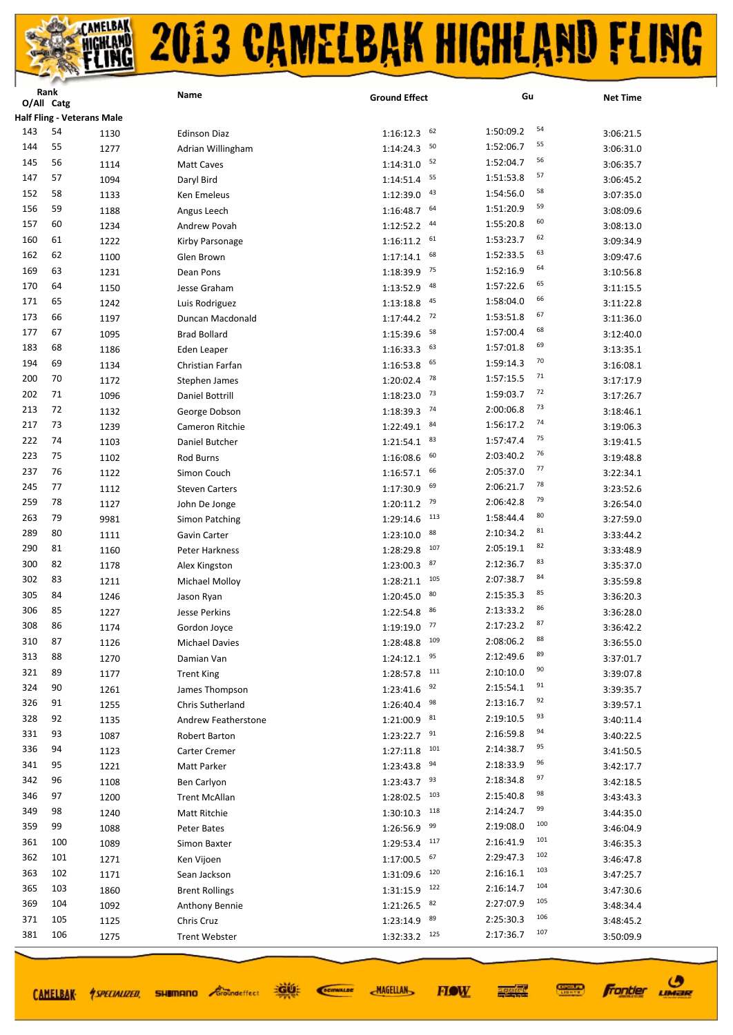# 2013 CAMELBAK HIGHLAND FLING

| Rank O/All | Catg | | Name | Ground Effect | | Gu | | Net Time |
|---|---|---|---|---|---|---|---|---|
| **Half Fling - Veterans Male** | | | | | | | | |
| 143 | 54 | 1130 | Edinson Diaz | 1:16:12.3 | 62 | 1:50:09.2 | 54 | 3:06:21.5 |
| 144 | 55 | 1277 | Adrian Willingham | 1:14:24.3 | 50 | 1:52:06.7 | 55 | 3:06:31.0 |
| 145 | 56 | 1114 | Matt Caves | 1:14:31.0 | 52 | 1:52:04.7 | 56 | 3:06:35.7 |
| 147 | 57 | 1094 | Daryl Bird | 1:14:51.4 | 55 | 1:51:53.8 | 57 | 3:06:45.2 |
| 152 | 58 | 1133 | Ken Emeleus | 1:12:39.0 | 43 | 1:54:56.0 | 58 | 3:07:35.0 |
| 156 | 59 | 1188 | Angus Leech | 1:16:48.7 | 64 | 1:51:20.9 | 59 | 3:08:09.6 |
| 157 | 60 | 1234 | Andrew Povah | 1:12:52.2 | 44 | 1:55:20.8 | 60 | 3:08:13.0 |
| 160 | 61 | 1222 | Kirby Parsonage | 1:16:11.2 | 61 | 1:53:23.7 | 62 | 3:09:34.9 |
| 162 | 62 | 1100 | Glen Brown | 1:17:14.1 | 68 | 1:52:33.5 | 63 | 3:09:47.6 |
| 169 | 63 | 1231 | Dean Pons | 1:18:39.9 | 75 | 1:52:16.9 | 64 | 3:10:56.8 |
| 170 | 64 | 1150 | Jesse Graham | 1:13:52.9 | 48 | 1:57:22.6 | 65 | 3:11:15.5 |
| 171 | 65 | 1242 | Luis Rodriguez | 1:13:18.8 | 45 | 1:58:04.0 | 66 | 3:11:22.8 |
| 173 | 66 | 1197 | Duncan Macdonald | 1:17:44.2 | 72 | 1:53:51.8 | 67 | 3:11:36.0 |
| 177 | 67 | 1095 | Brad Bollard | 1:15:39.6 | 58 | 1:57:00.4 | 68 | 3:12:40.0 |
| 183 | 68 | 1186 | Eden Leaper | 1:16:33.3 | 63 | 1:57:01.8 | 69 | 3:13:35.1 |
| 194 | 69 | 1134 | Christian Farfan | 1:16:53.8 | 65 | 1:59:14.3 | 70 | 3:16:08.1 |
| 200 | 70 | 1172 | Stephen James | 1:20:02.4 | 78 | 1:57:15.5 | 71 | 3:17:17.9 |
| 202 | 71 | 1096 | Daniel Bottrill | 1:18:23.0 | 73 | 1:59:03.7 | 72 | 3:17:26.7 |
| 213 | 72 | 1132 | George Dobson | 1:18:39.3 | 74 | 2:00:06.8 | 73 | 3:18:46.1 |
| 217 | 73 | 1239 | Cameron Ritchie | 1:22:49.1 | 84 | 1:56:17.2 | 74 | 3:19:06.3 |
| 222 | 74 | 1103 | Daniel Butcher | 1:21:54.1 | 83 | 1:57:47.4 | 75 | 3:19:41.5 |
| 223 | 75 | 1102 | Rod Burns | 1:16:08.6 | 60 | 2:03:40.2 | 76 | 3:19:48.8 |
| 237 | 76 | 1122 | Simon Couch | 1:16:57.1 | 66 | 2:05:37.0 | 77 | 3:22:34.1 |
| 245 | 77 | 1112 | Steven Carters | 1:17:30.9 | 69 | 2:06:21.7 | 78 | 3:23:52.6 |
| 259 | 78 | 1127 | John De Jonge | 1:20:11.2 | 79 | 2:06:42.8 | 79 | 3:26:54.0 |
| 263 | 79 | 9981 | Simon Patching | 1:29:14.6 | 113 | 1:58:44.4 | 80 | 3:27:59.0 |
| 289 | 80 | 1111 | Gavin Carter | 1:23:10.0 | 88 | 2:10:34.2 | 81 | 3:33:44.2 |
| 290 | 81 | 1160 | Peter Harkness | 1:28:29.8 | 107 | 2:05:19.1 | 82 | 3:33:48.9 |
| 300 | 82 | 1178 | Alex Kingston | 1:23:00.3 | 87 | 2:12:36.7 | 83 | 3:35:37.0 |
| 302 | 83 | 1211 | Michael Molloy | 1:28:21.1 | 105 | 2:07:38.7 | 84 | 3:35:59.8 |
| 305 | 84 | 1246 | Jason Ryan | 1:20:45.0 | 80 | 2:15:35.3 | 85 | 3:36:20.3 |
| 306 | 85 | 1227 | Jesse Perkins | 1:22:54.8 | 86 | 2:13:33.2 | 86 | 3:36:28.0 |
| 308 | 86 | 1174 | Gordon Joyce | 1:19:19.0 | 77 | 2:17:23.2 | 87 | 3:36:42.2 |
| 310 | 87 | 1126 | Michael Davies | 1:28:48.8 | 109 | 2:08:06.2 | 88 | 3:36:55.0 |
| 313 | 88 | 1270 | Damian Van | 1:24:12.1 | 95 | 2:12:49.6 | 89 | 3:37:01.7 |
| 321 | 89 | 1177 | Trent King | 1:28:57.8 | 111 | 2:10:10.0 | 90 | 3:39:07.8 |
| 324 | 90 | 1261 | James Thompson | 1:23:41.6 | 92 | 2:15:54.1 | 91 | 3:39:35.7 |
| 326 | 91 | 1255 | Chris Sutherland | 1:26:40.4 | 98 | 2:13:16.7 | 92 | 3:39:57.1 |
| 328 | 92 | 1135 | Andrew Featherstone | 1:21:00.9 | 81 | 2:19:10.5 | 93 | 3:40:11.4 |
| 331 | 93 | 1087 | Robert Barton | 1:23:22.7 | 91 | 2:16:59.8 | 94 | 3:40:22.5 |
| 336 | 94 | 1123 | Carter Cremer | 1:27:11.8 | 101 | 2:14:38.7 | 95 | 3:41:50.5 |
| 341 | 95 | 1221 | Matt Parker | 1:23:43.8 | 94 | 2:18:33.9 | 96 | 3:42:17.7 |
| 342 | 96 | 1108 | Ben Carlyon | 1:23:43.7 | 93 | 2:18:34.8 | 97 | 3:42:18.5 |
| 346 | 97 | 1200 | Trent McAllan | 1:28:02.5 | 103 | 2:15:40.8 | 98 | 3:43:43.3 |
| 349 | 98 | 1240 | Matt Ritchie | 1:30:10.3 | 118 | 2:14:24.7 | 99 | 3:44:35.0 |
| 359 | 99 | 1088 | Peter Bates | 1:26:56.9 | 99 | 2:19:08.0 | 100 | 3:46:04.9 |
| 361 | 100 | 1089 | Simon Baxter | 1:29:53.4 | 117 | 2:16:41.9 | 101 | 3:46:35.3 |
| 362 | 101 | 1271 | Ken Vijoen | 1:17:00.5 | 67 | 2:29:47.3 | 102 | 3:46:47.8 |
| 363 | 102 | 1171 | Sean Jackson | 1:31:09.6 | 120 | 2:16:16.1 | 103 | 3:47:25.7 |
| 365 | 103 | 1860 | Brent Rollings | 1:31:15.9 | 122 | 2:16:14.7 | 104 | 3:47:30.6 |
| 369 | 104 | 1092 | Anthony Bennie | 1:21:26.5 | 82 | 2:27:07.9 | 105 | 3:48:34.4 |
| 371 | 105 | 1125 | Chris Cruz | 1:23:14.9 | 89 | 2:25:30.3 | 106 | 3:48:45.2 |
| 381 | 106 | 1275 | Trent Webster | 1:32:33.2 | 125 | 2:17:36.7 | 107 | 3:50:09.9 |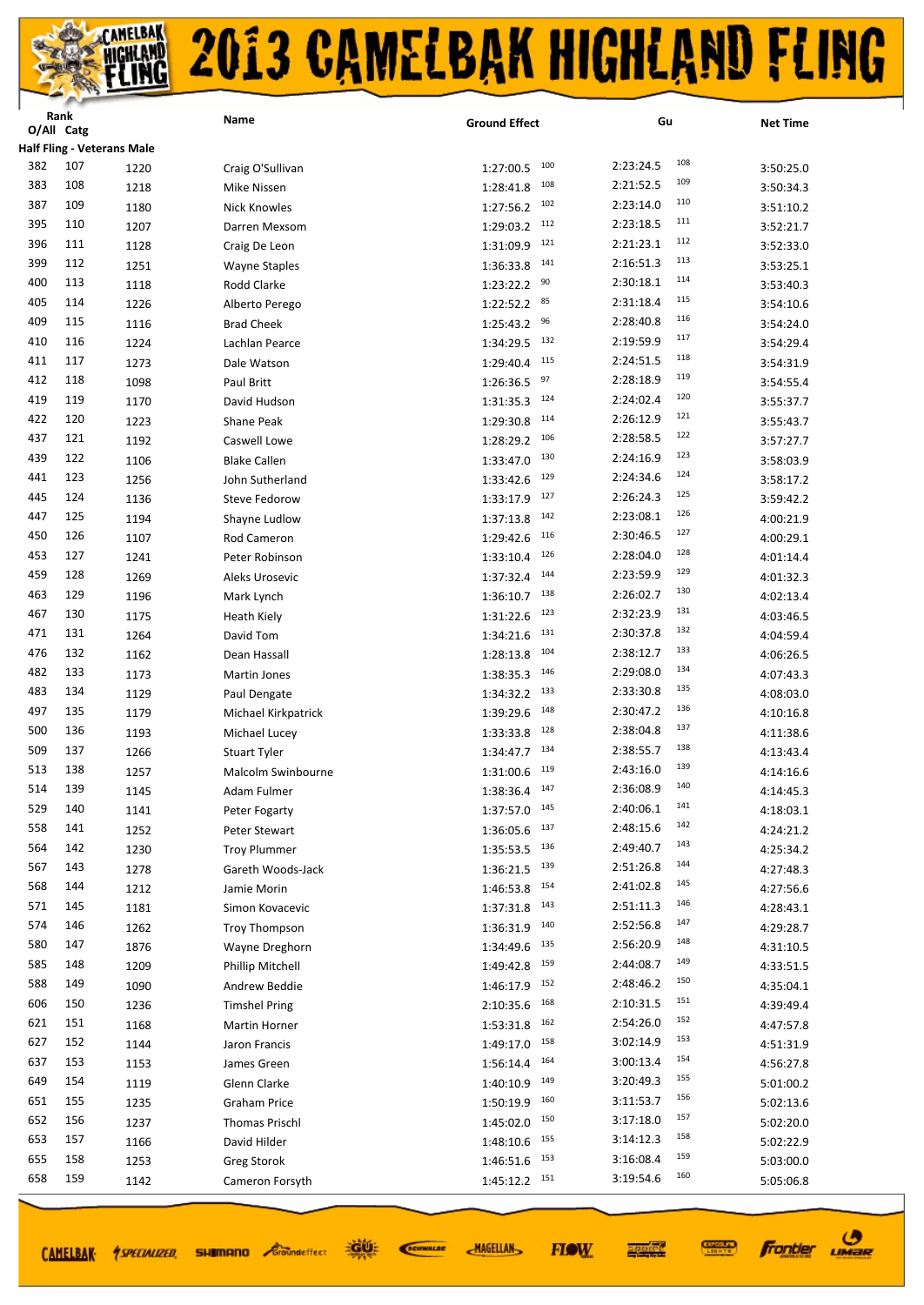# 2013 CAMELBAK HIGHLAND FLING

| Rank O/All | Catg | | Name | Ground Effect | | Gu | | Net Time |
|---|---|---|---|---|---|---|---|---|
| **Half Fling - Veterans Male** | | | | | | | | |
| 382 | 107 | 1220 | Craig O'Sullivan | 1:27:00.5 | 100 | 2:23:24.5 | 108 | 3:50:25.0 |
| 383 | 108 | 1218 | Mike Nissen | 1:28:41.8 | 108 | 2:21:52.5 | 109 | 3:50:34.3 |
| 387 | 109 | 1180 | Nick Knowles | 1:27:56.2 | 102 | 2:23:14.0 | 110 | 3:51:10.2 |
| 395 | 110 | 1207 | Darren Mexsom | 1:29:03.2 | 112 | 2:23:18.5 | 111 | 3:52:21.7 |
| 396 | 111 | 1128 | Craig De Leon | 1:31:09.9 | 121 | 2:21:23.1 | 112 | 3:52:33.0 |
| 399 | 112 | 1251 | Wayne Staples | 1:36:33.8 | 141 | 2:16:51.3 | 113 | 3:53:25.1 |
| 400 | 113 | 1118 | Rodd Clarke | 1:23:22.2 | 90 | 2:30:18.1 | 114 | 3:53:40.3 |
| 405 | 114 | 1226 | Alberto Perego | 1:22:52.2 | 85 | 2:31:18.4 | 115 | 3:54:10.6 |
| 409 | 115 | 1116 | Brad Cheek | 1:25:43.2 | 96 | 2:28:40.8 | 116 | 3:54:24.0 |
| 410 | 116 | 1224 | Lachlan Pearce | 1:34:29.5 | 132 | 2:19:59.9 | 117 | 3:54:29.4 |
| 411 | 117 | 1273 | Dale Watson | 1:29:40.4 | 115 | 2:24:51.5 | 118 | 3:54:31.9 |
| 412 | 118 | 1098 | Paul Britt | 1:26:36.5 | 97 | 2:28:18.9 | 119 | 3:54:55.4 |
| 419 | 119 | 1170 | David Hudson | 1:31:35.3 | 124 | 2:24:02.4 | 120 | 3:55:37.7 |
| 422 | 120 | 1223 | Shane Peak | 1:29:30.8 | 114 | 2:26:12.9 | 121 | 3:55:43.7 |
| 437 | 121 | 1192 | Caswell Lowe | 1:28:29.2 | 106 | 2:28:58.5 | 122 | 3:57:27.7 |
| 439 | 122 | 1106 | Blake Callen | 1:33:47.0 | 130 | 2:24:16.9 | 123 | 3:58:03.9 |
| 441 | 123 | 1256 | John Sutherland | 1:33:42.6 | 129 | 2:24:34.6 | 124 | 3:58:17.2 |
| 445 | 124 | 1136 | Steve Fedorow | 1:33:17.9 | 127 | 2:26:24.3 | 125 | 3:59:42.2 |
| 447 | 125 | 1194 | Shayne Ludlow | 1:37:13.8 | 142 | 2:23:08.1 | 126 | 4:00:21.9 |
| 450 | 126 | 1107 | Rod Cameron | 1:29:42.6 | 116 | 2:30:46.5 | 127 | 4:00:29.1 |
| 453 | 127 | 1241 | Peter Robinson | 1:33:10.4 | 126 | 2:28:04.0 | 128 | 4:01:14.4 |
| 459 | 128 | 1269 | Aleks Urosevic | 1:37:32.4 | 144 | 2:23:59.9 | 129 | 4:01:32.3 |
| 463 | 129 | 1196 | Mark Lynch | 1:36:10.7 | 138 | 2:26:02.7 | 130 | 4:02:13.4 |
| 467 | 130 | 1175 | Heath Kiely | 1:31:22.6 | 123 | 2:32:23.9 | 131 | 4:03:46.5 |
| 471 | 131 | 1264 | David Tom | 1:34:21.6 | 131 | 2:30:37.8 | 132 | 4:04:59.4 |
| 476 | 132 | 1162 | Dean Hassall | 1:28:13.8 | 104 | 2:38:12.7 | 133 | 4:06:26.5 |
| 482 | 133 | 1173 | Martin Jones | 1:38:35.3 | 146 | 2:29:08.0 | 134 | 4:07:43.3 |
| 483 | 134 | 1129 | Paul Dengate | 1:34:32.2 | 133 | 2:33:30.8 | 135 | 4:08:03.0 |
| 497 | 135 | 1179 | Michael Kirkpatrick | 1:39:29.6 | 148 | 2:30:47.2 | 136 | 4:10:16.8 |
| 500 | 136 | 1193 | Michael Lucey | 1:33:33.8 | 128 | 2:38:04.8 | 137 | 4:11:38.6 |
| 509 | 137 | 1266 | Stuart Tyler | 1:34:47.7 | 134 | 2:38:55.7 | 138 | 4:13:43.4 |
| 513 | 138 | 1257 | Malcolm Swinbourne | 1:31:00.6 | 119 | 2:43:16.0 | 139 | 4:14:16.6 |
| 514 | 139 | 1145 | Adam Fulmer | 1:38:36.4 | 147 | 2:36:08.9 | 140 | 4:14:45.3 |
| 529 | 140 | 1141 | Peter Fogarty | 1:37:57.0 | 145 | 2:40:06.1 | 141 | 4:18:03.1 |
| 558 | 141 | 1252 | Peter Stewart | 1:36:05.6 | 137 | 2:48:15.6 | 142 | 4:24:21.2 |
| 564 | 142 | 1230 | Troy Plummer | 1:35:53.5 | 136 | 2:49:40.7 | 143 | 4:25:34.2 |
| 567 | 143 | 1278 | Gareth Woods-Jack | 1:36:21.5 | 139 | 2:51:26.8 | 144 | 4:27:48.3 |
| 568 | 144 | 1212 | Jamie Morin | 1:46:53.8 | 154 | 2:41:02.8 | 145 | 4:27:56.6 |
| 571 | 145 | 1181 | Simon Kovacevic | 1:37:31.8 | 143 | 2:51:11.3 | 146 | 4:28:43.1 |
| 574 | 146 | 1262 | Troy Thompson | 1:36:31.9 | 140 | 2:52:56.8 | 147 | 4:29:28.7 |
| 580 | 147 | 1876 | Wayne Dreghorn | 1:34:49.6 | 135 | 2:56:20.9 | 148 | 4:31:10.5 |
| 585 | 148 | 1209 | Phillip Mitchell | 1:49:42.8 | 159 | 2:44:08.7 | 149 | 4:33:51.5 |
| 588 | 149 | 1090 | Andrew Beddie | 1:46:17.9 | 152 | 2:48:46.2 | 150 | 4:35:04.1 |
| 606 | 150 | 1236 | Timshel Pring | 2:10:35.6 | 168 | 2:10:31.5 | 151 | 4:39:49.4 |
| 621 | 151 | 1168 | Martin Horner | 1:53:31.8 | 162 | 2:54:26.0 | 152 | 4:47:57.8 |
| 627 | 152 | 1144 | Jaron Francis | 1:49:17.0 | 158 | 3:02:14.9 | 153 | 4:51:31.9 |
| 637 | 153 | 1153 | James Green | 1:56:14.4 | 164 | 3:00:13.4 | 154 | 4:56:27.8 |
| 649 | 154 | 1119 | Glenn Clarke | 1:40:10.9 | 149 | 3:20:49.3 | 155 | 5:01:00.2 |
| 651 | 155 | 1235 | Graham Price | 1:50:19.9 | 160 | 3:11:53.7 | 156 | 5:02:13.6 |
| 652 | 156 | 1237 | Thomas Prischl | 1:45:02.0 | 150 | 3:17:18.0 | 157 | 5:02:20.0 |
| 653 | 157 | 1166 | David Hilder | 1:48:10.6 | 155 | 3:14:12.3 | 158 | 5:02:22.9 |
| 655 | 158 | 1253 | Greg Storok | 1:46:51.6 | 153 | 3:16:08.4 | 159 | 5:03:00.0 |
| 658 | 159 | 1142 | Cameron Forsyth | 1:45:12.2 | 151 | 3:19:54.6 | 160 | 5:05:06.8 |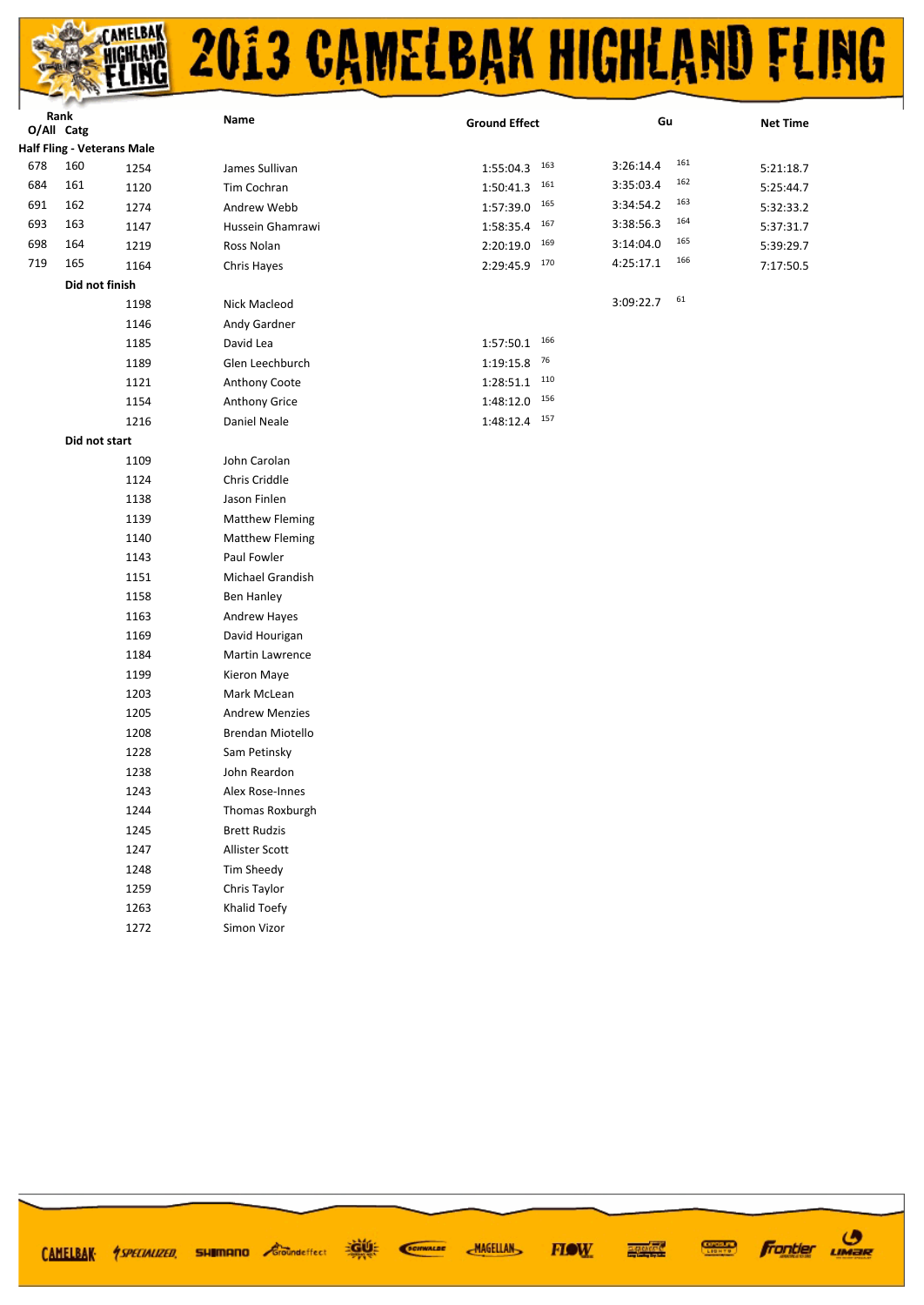# 2013 CAMELBAK HIGHLAND FLING

| Rank O/All | Catg | | Name | Ground Effect | | Gu | | Net Time |
|---|---|---|---|---|---|---|---|---|
| **Half Fling - Veterans Male** | | | | | | | | |
| 678 | 160 | 1254 | James Sullivan | 1:55:04.3 | 163 | 3:26:14.4 | 161 | 5:21:18.7 |
| 684 | 161 | 1120 | Tim Cochran | 1:50:41.3 | 161 | 3:35:03.4 | 162 | 5:25:44.7 |
| 691 | 162 | 1274 | Andrew Webb | 1:57:39.0 | 165 | 3:34:54.2 | 163 | 5:32:33.2 |
| 693 | 163 | 1147 | Hussein Ghamrawi | 1:58:35.4 | 167 | 3:38:56.3 | 164 | 5:37:31.7 |
| 698 | 164 | 1219 | Ross Nolan | 2:20:19.0 | 169 | 3:14:04.0 | 165 | 5:39:29.7 |
| 719 | 165 | 1164 | Chris Hayes | 2:29:45.9 | 170 | 4:25:17.1 | 166 | 7:17:50.5 |
| | **Did not finish** | | | | | | | |
| | | 1198 | Nick Macleod | | | 3:09:22.7 | 61 | |
| | | 1146 | Andy Gardner | | | | | |
| | | 1185 | David Lea | 1:57:50.1 | 166 | | | |
| | | 1189 | Glen Leechburch | 1:19:15.8 | 76 | | | |
| | | 1121 | Anthony Coote | 1:28:51.1 | 110 | | | |
| | | 1154 | Anthony Grice | 1:48:12.0 | 156 | | | |
| | | 1216 | Daniel Neale | 1:48:12.4 | 157 | | | |
| | **Did not start** | | | | | | | |
| | | 1109 | John Carolan | | | | | |
| | | 1124 | Chris Criddle | | | | | |
| | | 1138 | Jason Finlen | | | | | |
| | | 1139 | Matthew Fleming | | | | | |
| | | 1140 | Matthew Fleming | | | | | |
| | | 1143 | Paul Fowler | | | | | |
| | | 1151 | Michael Grandish | | | | | |
| | | 1158 | Ben Hanley | | | | | |
| | | 1163 | Andrew Hayes | | | | | |
| | | 1169 | David Hourigan | | | | | |
| | | 1184 | Martin Lawrence | | | | | |
| | | 1199 | Kieron Maye | | | | | |
| | | 1203 | Mark McLean | | | | | |
| | | 1205 | Andrew Menzies | | | | | |
| | | 1208 | Brendan Miotello | | | | | |
| | | 1228 | Sam Petinsky | | | | | |
| | | 1238 | John Reardon | | | | | |
| | | 1243 | Alex Rose-Innes | | | | | |
| | | 1244 | Thomas Roxburgh | | | | | |
| | | 1245 | Brett Rudzis | | | | | |
| | | 1247 | Allister Scott | | | | | |
| | | 1248 | Tim Sheedy | | | | | |
| | | 1259 | Chris Taylor | | | | | |
| | | 1263 | Khalid Toefy | | | | | |
| | | 1272 | Simon Vizor | | | | | |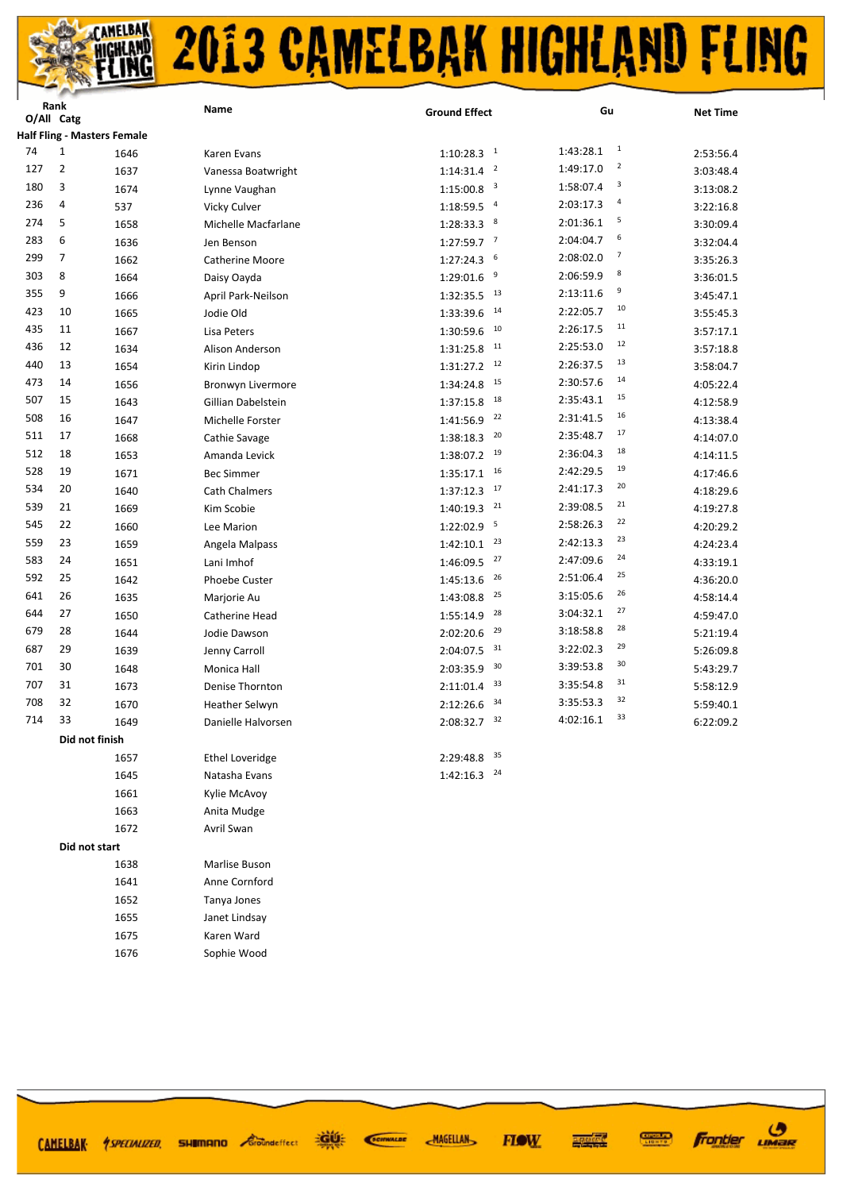# 2013 CAMELBAK HIGHLAND FLING

| Rank O/All | Catg | | Name | Ground Effect | | Gu | | Net Time |
|---|---|---|---|---|---|---|---|---|
| **Half Fling - Masters Female** | | | | | | | | |
| 74 | 1 | 1646 | Karen Evans | 1:10:28.3 | 1 | 1:43:28.1 | 1 | 2:53:56.4 |
| 127 | 2 | 1637 | Vanessa Boatwright | 1:14:31.4 | 2 | 1:49:17.0 | 2 | 3:03:48.4 |
| 180 | 3 | 1674 | Lynne Vaughan | 1:15:00.8 | 3 | 1:58:07.4 | 3 | 3:13:08.2 |
| 236 | 4 | 537 | Vicky Culver | 1:18:59.5 | 4 | 2:03:17.3 | 4 | 3:22:16.8 |
| 274 | 5 | 1658 | Michelle Macfarlane | 1:28:33.3 | 8 | 2:01:36.1 | 5 | 3:30:09.4 |
| 283 | 6 | 1636 | Jen Benson | 1:27:59.7 | 7 | 2:04:04.7 | 6 | 3:32:04.4 |
| 299 | 7 | 1662 | Catherine Moore | 1:27:24.3 | 6 | 2:08:02.0 | 7 | 3:35:26.3 |
| 303 | 8 | 1664 | Daisy Oayda | 1:29:01.6 | 9 | 2:06:59.9 | 8 | 3:36:01.5 |
| 355 | 9 | 1666 | April Park-Neilson | 1:32:35.5 | 13 | 2:13:11.6 | 9 | 3:45:47.1 |
| 423 | 10 | 1665 | Jodie Old | 1:33:39.6 | 14 | 2:22:05.7 | 10 | 3:55:45.3 |
| 435 | 11 | 1667 | Lisa Peters | 1:30:59.6 | 10 | 2:26:17.5 | 11 | 3:57:17.1 |
| 436 | 12 | 1634 | Alison Anderson | 1:31:25.8 | 11 | 2:25:53.0 | 12 | 3:57:18.8 |
| 440 | 13 | 1654 | Kirin Lindop | 1:31:27.2 | 12 | 2:26:37.5 | 13 | 3:58:04.7 |
| 473 | 14 | 1656 | Bronwyn Livermore | 1:34:24.8 | 15 | 2:30:57.6 | 14 | 4:05:22.4 |
| 507 | 15 | 1643 | Gillian Dabelstein | 1:37:15.8 | 18 | 2:35:43.1 | 15 | 4:12:58.9 |
| 508 | 16 | 1647 | Michelle Forster | 1:41:56.9 | 22 | 2:31:41.5 | 16 | 4:13:38.4 |
| 511 | 17 | 1668 | Cathie Savage | 1:38:18.3 | 20 | 2:35:48.7 | 17 | 4:14:07.0 |
| 512 | 18 | 1653 | Amanda Levick | 1:38:07.2 | 19 | 2:36:04.3 | 18 | 4:14:11.5 |
| 528 | 19 | 1671 | Bec Simmer | 1:35:17.1 | 16 | 2:42:29.5 | 19 | 4:17:46.6 |
| 534 | 20 | 1640 | Cath Chalmers | 1:37:12.3 | 17 | 2:41:17.3 | 20 | 4:18:29.6 |
| 539 | 21 | 1669 | Kim Scobie | 1:40:19.3 | 21 | 2:39:08.5 | 21 | 4:19:27.8 |
| 545 | 22 | 1660 | Lee Marion | 1:22:02.9 | 5 | 2:58:26.3 | 22 | 4:20:29.2 |
| 559 | 23 | 1659 | Angela Malpass | 1:42:10.1 | 23 | 2:42:13.3 | 23 | 4:24:23.4 |
| 583 | 24 | 1651 | Lani Imhof | 1:46:09.5 | 27 | 2:47:09.6 | 24 | 4:33:19.1 |
| 592 | 25 | 1642 | Phoebe Custer | 1:45:13.6 | 26 | 2:51:06.4 | 25 | 4:36:20.0 |
| 641 | 26 | 1635 | Marjorie Au | 1:43:08.8 | 25 | 3:15:05.6 | 26 | 4:58:14.4 |
| 644 | 27 | 1650 | Catherine Head | 1:55:14.9 | 28 | 3:04:32.1 | 27 | 4:59:47.0 |
| 679 | 28 | 1644 | Jodie Dawson | 2:02:20.6 | 29 | 3:18:58.8 | 28 | 5:21:19.4 |
| 687 | 29 | 1639 | Jenny Carroll | 2:04:07.5 | 31 | 3:22:02.3 | 29 | 5:26:09.8 |
| 701 | 30 | 1648 | Monica Hall | 2:03:35.9 | 30 | 3:39:53.8 | 30 | 5:43:29.7 |
| 707 | 31 | 1673 | Denise Thornton | 2:11:01.4 | 33 | 3:35:54.8 | 31 | 5:58:12.9 |
| 708 | 32 | 1670 | Heather Selwyn | 2:12:26.6 | 34 | 3:35:53.3 | 32 | 5:59:40.1 |
| 714 | 33 | 1649 | Danielle Halvorsen | 2:08:32.7 | 32 | 4:02:16.1 | 33 | 6:22:09.2 |
| | **Did not finish** | | | | | | | |
| | | 1657 | Ethel Loveridge | 2:29:48.8 | 35 | | | |
| | | 1645 | Natasha Evans | 1:42:16.3 | 24 | | | |
| | | 1661 | Kylie McAvoy | | | | | |
| | | 1663 | Anita Mudge | | | | | |
| | | 1672 | Avril Swan | | | | | |
| | **Did not start** | | | | | | | |
| | | 1638 | Marlise Buson | | | | | |
| | | 1641 | Anne Cornford | | | | | |
| | | 1652 | Tanya Jones | | | | | |
| | | 1655 | Janet Lindsay | | | | | |
| | | 1675 | Karen Ward | | | | | |
| | | 1676 | Sophie Wood | | | | | |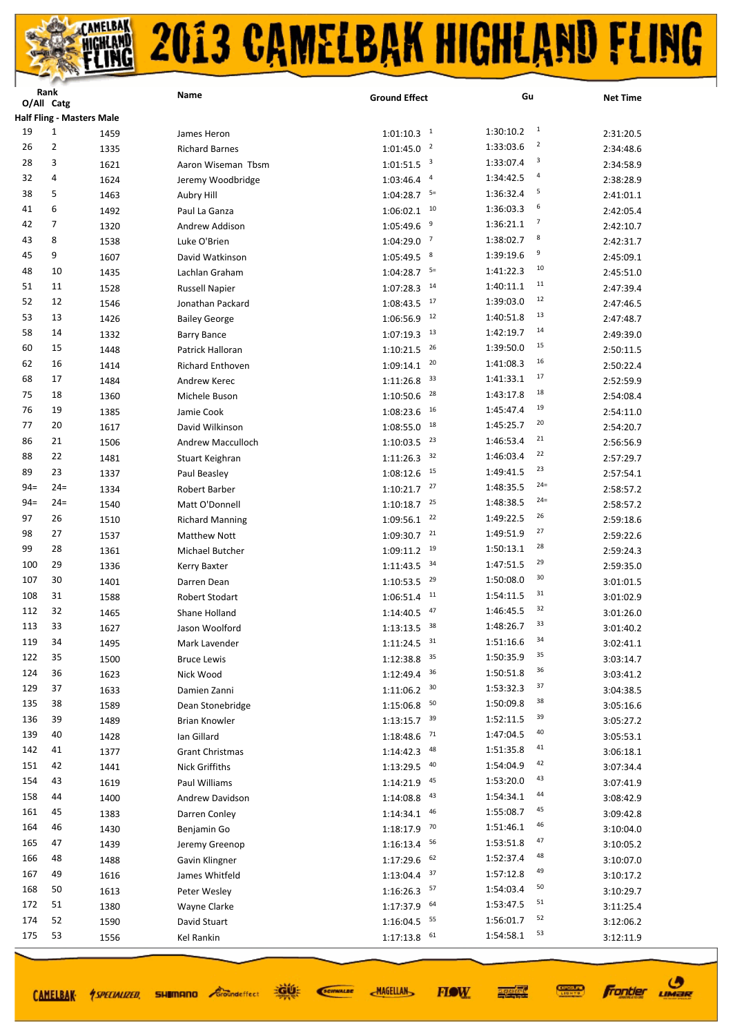# 2013 CAMELBAK HIGHLAND FLING

| Rank O/All | Catg | | Name | Ground Effect | | Gu | | Net Time |
|---|---|---|---|---|---|---|---|---|
| **Half Fling - Masters Male** | | | | | | | | |
| 19 | 1 | 1459 | James Heron | 1:01:10.3 | 1 | 1:30:10.2 | 1 | 2:31:20.5 |
| 26 | 2 | 1335 | Richard Barnes | 1:01:45.0 | 2 | 1:33:03.6 | 2 | 2:34:48.6 |
| 28 | 3 | 1621 | Aaron Wiseman Tbsm | 1:01:51.5 | 3 | 1:33:07.4 | 3 | 2:34:58.9 |
| 32 | 4 | 1624 | Jeremy Woodbridge | 1:03:46.4 | 4 | 1:34:42.5 | 4 | 2:38:28.9 |
| 38 | 5 | 1463 | Aubry Hill | 1:04:28.7 | 5= | 1:36:32.4 | 5 | 2:41:01.1 |
| 41 | 6 | 1492 | Paul La Ganza | 1:06:02.1 | 10 | 1:36:03.3 | 6 | 2:42:05.4 |
| 42 | 7 | 1320 | Andrew Addison | 1:05:49.6 | 9 | 1:36:21.1 | 7 | 2:42:10.7 |
| 43 | 8 | 1538 | Luke O'Brien | 1:04:29.0 | 7 | 1:38:02.7 | 8 | 2:42:31.7 |
| 45 | 9 | 1607 | David Watkinson | 1:05:49.5 | 8 | 1:39:19.6 | 9 | 2:45:09.1 |
| 48 | 10 | 1435 | Lachlan Graham | 1:04:28.7 | 5= | 1:41:22.3 | 10 | 2:45:51.0 |
| 51 | 11 | 1528 | Russell Napier | 1:07:28.3 | 14 | 1:40:11.1 | 11 | 2:47:39.4 |
| 52 | 12 | 1546 | Jonathan Packard | 1:08:43.5 | 17 | 1:39:03.0 | 12 | 2:47:46.5 |
| 53 | 13 | 1426 | Bailey George | 1:06:56.9 | 12 | 1:40:51.8 | 13 | 2:47:48.7 |
| 58 | 14 | 1332 | Barry Bance | 1:07:19.3 | 13 | 1:42:19.7 | 14 | 2:49:39.0 |
| 60 | 15 | 1448 | Patrick Halloran | 1:10:21.5 | 26 | 1:39:50.0 | 15 | 2:50:11.5 |
| 62 | 16 | 1414 | Richard Enthoven | 1:09:14.1 | 20 | 1:41:08.3 | 16 | 2:50:22.4 |
| 68 | 17 | 1484 | Andrew Kerec | 1:11:26.8 | 33 | 1:41:33.1 | 17 | 2:52:59.9 |
| 75 | 18 | 1360 | Michele Buson | 1:10:50.6 | 28 | 1:43:17.8 | 18 | 2:54:08.4 |
| 76 | 19 | 1385 | Jamie Cook | 1:08:23.6 | 16 | 1:45:47.4 | 19 | 2:54:11.0 |
| 77 | 20 | 1617 | David Wilkinson | 1:08:55.0 | 18 | 1:45:25.7 | 20 | 2:54:20.7 |
| 86 | 21 | 1506 | Andrew Macculloch | 1:10:03.5 | 23 | 1:46:53.4 | 21 | 2:56:56.9 |
| 88 | 22 | 1481 | Stuart Keighran | 1:11:26.3 | 32 | 1:46:03.4 | 22 | 2:57:29.7 |
| 89 | 23 | 1337 | Paul Beasley | 1:08:12.6 | 15 | 1:49:41.5 | 23 | 2:57:54.1 |
| 94= | 24= | 1334 | Robert Barber | 1:10:21.7 | 27 | 1:48:35.5 | 24= | 2:58:57.2 |
| 94= | 24= | 1540 | Matt O'Donnell | 1:10:18.7 | 25 | 1:48:38.5 | 24= | 2:58:57.2 |
| 97 | 26 | 1510 | Richard Manning | 1:09:56.1 | 22 | 1:49:22.5 | 26 | 2:59:18.6 |
| 98 | 27 | 1537 | Matthew Nott | 1:09:30.7 | 21 | 1:49:51.9 | 27 | 2:59:22.6 |
| 99 | 28 | 1361 | Michael Butcher | 1:09:11.2 | 19 | 1:50:13.1 | 28 | 2:59:24.3 |
| 100 | 29 | 1336 | Kerry Baxter | 1:11:43.5 | 34 | 1:47:51.5 | 29 | 2:59:35.0 |
| 107 | 30 | 1401 | Darren Dean | 1:10:53.5 | 29 | 1:50:08.0 | 30 | 3:01:01.5 |
| 108 | 31 | 1588 | Robert Stodart | 1:06:51.4 | 11 | 1:54:11.5 | 31 | 3:01:02.9 |
| 112 | 32 | 1465 | Shane Holland | 1:14:40.5 | 47 | 1:46:45.5 | 32 | 3:01:26.0 |
| 113 | 33 | 1627 | Jason Woolford | 1:13:13.5 | 38 | 1:48:26.7 | 33 | 3:01:40.2 |
| 119 | 34 | 1495 | Mark Lavender | 1:11:24.5 | 31 | 1:51:16.6 | 34 | 3:02:41.1 |
| 122 | 35 | 1500 | Bruce Lewis | 1:12:38.8 | 35 | 1:50:35.9 | 35 | 3:03:14.7 |
| 124 | 36 | 1623 | Nick Wood | 1:12:49.4 | 36 | 1:50:51.8 | 36 | 3:03:41.2 |
| 129 | 37 | 1633 | Damien Zanni | 1:11:06.2 | 30 | 1:53:32.3 | 37 | 3:04:38.5 |
| 135 | 38 | 1589 | Dean Stonebridge | 1:15:06.8 | 50 | 1:50:09.8 | 38 | 3:05:16.6 |
| 136 | 39 | 1489 | Brian Knowler | 1:13:15.7 | 39 | 1:52:11.5 | 39 | 3:05:27.2 |
| 139 | 40 | 1428 | Ian Gillard | 1:18:48.6 | 71 | 1:47:04.5 | 40 | 3:05:53.1 |
| 142 | 41 | 1377 | Grant Christmas | 1:14:42.3 | 48 | 1:51:35.8 | 41 | 3:06:18.1 |
| 151 | 42 | 1441 | Nick Griffiths | 1:13:29.5 | 40 | 1:54:04.9 | 42 | 3:07:34.4 |
| 154 | 43 | 1619 | Paul Williams | 1:14:21.9 | 45 | 1:53:20.0 | 43 | 3:07:41.9 |
| 158 | 44 | 1400 | Andrew Davidson | 1:14:08.8 | 43 | 1:54:34.1 | 44 | 3:08:42.9 |
| 161 | 45 | 1383 | Darren Conley | 1:14:34.1 | 46 | 1:55:08.7 | 45 | 3:09:42.8 |
| 164 | 46 | 1430 | Benjamin Go | 1:18:17.9 | 70 | 1:51:46.1 | 46 | 3:10:04.0 |
| 165 | 47 | 1439 | Jeremy Greenop | 1:16:13.4 | 56 | 1:53:51.8 | 47 | 3:10:05.2 |
| 166 | 48 | 1488 | Gavin Klingner | 1:17:29.6 | 62 | 1:52:37.4 | 48 | 3:10:07.0 |
| 167 | 49 | 1616 | James Whitfeld | 1:13:04.4 | 37 | 1:57:12.8 | 49 | 3:10:17.2 |
| 168 | 50 | 1613 | Peter Wesley | 1:16:26.3 | 57 | 1:54:03.4 | 50 | 3:10:29.7 |
| 172 | 51 | 1380 | Wayne Clarke | 1:17:37.9 | 64 | 1:53:47.5 | 51 | 3:11:25.4 |
| 174 | 52 | 1590 | David Stuart | 1:16:04.5 | 55 | 1:56:01.7 | 52 | 3:12:06.2 |
| 175 | 53 | 1556 | Kel Rankin | 1:17:13.8 | 61 | 1:54:58.1 | 53 | 3:12:11.9 |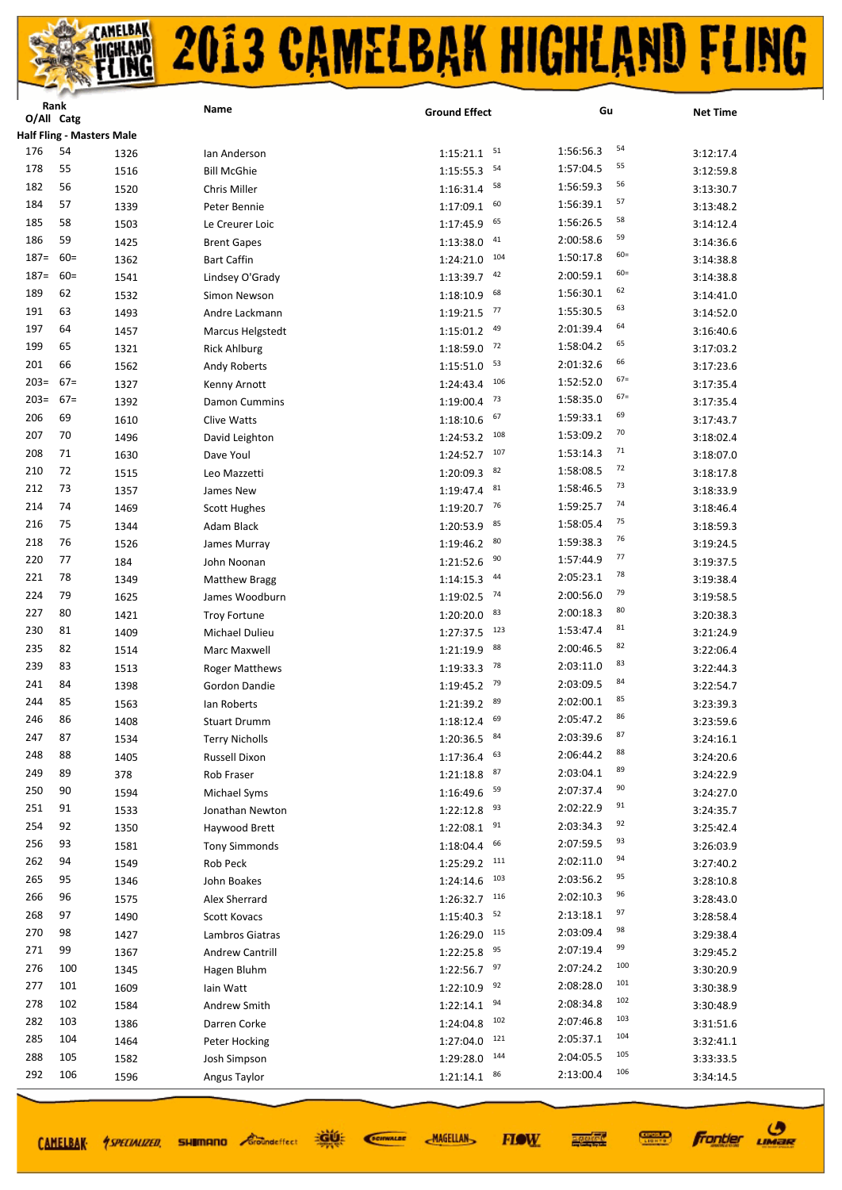# 2013 CAMELBAK HIGHLAND FLING

| Rank O/All | Catg | | Name | Ground Effect | | Gu | | Net Time |
|---|---|---|---|---|---|---|---|---|
| **Half Fling - Masters Male** | | | | | | | | |
| 176 | 54 | 1326 | Ian Anderson | 1:15:21.1 | 51 | 1:56:56.3 | 54 | 3:12:17.4 |
| 178 | 55 | 1516 | Bill McGhie | 1:15:55.3 | 54 | 1:57:04.5 | 55 | 3:12:59.8 |
| 182 | 56 | 1520 | Chris Miller | 1:16:31.4 | 58 | 1:56:59.3 | 56 | 3:13:30.7 |
| 184 | 57 | 1339 | Peter Bennie | 1:17:09.1 | 60 | 1:56:39.1 | 57 | 3:13:48.2 |
| 185 | 58 | 1503 | Le Creurer Loic | 1:17:45.9 | 65 | 1:56:26.5 | 58 | 3:14:12.4 |
| 186 | 59 | 1425 | Brent Gapes | 1:13:38.0 | 41 | 2:00:58.6 | 59 | 3:14:36.6 |
| 187= | 60= | 1362 | Bart Caffin | 1:24:21.0 | 104 | 1:50:17.8 | 60= | 3:14:38.8 |
| 187= | 60= | 1541 | Lindsey O'Grady | 1:13:39.7 | 42 | 2:00:59.1 | 60= | 3:14:38.8 |
| 189 | 62 | 1532 | Simon Newson | 1:18:10.9 | 68 | 1:56:30.1 | 62 | 3:14:41.0 |
| 191 | 63 | 1493 | Andre Lackmann | 1:19:21.5 | 77 | 1:55:30.5 | 63 | 3:14:52.0 |
| 197 | 64 | 1457 | Marcus Helgstedt | 1:15:01.2 | 49 | 2:01:39.4 | 64 | 3:16:40.6 |
| 199 | 65 | 1321 | Rick Ahlburg | 1:18:59.0 | 72 | 1:58:04.2 | 65 | 3:17:03.2 |
| 201 | 66 | 1562 | Andy Roberts | 1:15:51.0 | 53 | 2:01:32.6 | 66 | 3:17:23.6 |
| 203= | 67= | 1327 | Kenny Arnott | 1:24:43.4 | 106 | 1:52:52.0 | 67= | 3:17:35.4 |
| 203= | 67= | 1392 | Damon Cummins | 1:19:00.4 | 73 | 1:58:35.0 | 67= | 3:17:35.4 |
| 206 | 69 | 1610 | Clive Watts | 1:18:10.6 | 67 | 1:59:33.1 | 69 | 3:17:43.7 |
| 207 | 70 | 1496 | David Leighton | 1:24:53.2 | 108 | 1:53:09.2 | 70 | 3:18:02.4 |
| 208 | 71 | 1630 | Dave Youl | 1:24:52.7 | 107 | 1:53:14.3 | 71 | 3:18:07.0 |
| 210 | 72 | 1515 | Leo Mazzetti | 1:20:09.3 | 82 | 1:58:08.5 | 72 | 3:18:17.8 |
| 212 | 73 | 1357 | James New | 1:19:47.4 | 81 | 1:58:46.5 | 73 | 3:18:33.9 |
| 214 | 74 | 1469 | Scott Hughes | 1:19:20.7 | 76 | 1:59:25.7 | 74 | 3:18:46.4 |
| 216 | 75 | 1344 | Adam Black | 1:20:53.9 | 85 | 1:58:05.4 | 75 | 3:18:59.3 |
| 218 | 76 | 1526 | James Murray | 1:19:46.2 | 80 | 1:59:38.3 | 76 | 3:19:24.5 |
| 220 | 77 | 184 | John Noonan | 1:21:52.6 | 90 | 1:57:44.9 | 77 | 3:19:37.5 |
| 221 | 78 | 1349 | Matthew Bragg | 1:14:15.3 | 44 | 2:05:23.1 | 78 | 3:19:38.4 |
| 224 | 79 | 1625 | James Woodburn | 1:19:02.5 | 74 | 2:00:56.0 | 79 | 3:19:58.5 |
| 227 | 80 | 1421 | Troy Fortune | 1:20:20.0 | 83 | 2:00:18.3 | 80 | 3:20:38.3 |
| 230 | 81 | 1409 | Michael Dulieu | 1:27:37.5 | 123 | 1:53:47.4 | 81 | 3:21:24.9 |
| 235 | 82 | 1514 | Marc Maxwell | 1:21:19.9 | 88 | 2:00:46.5 | 82 | 3:22:06.4 |
| 239 | 83 | 1513 | Roger Matthews | 1:19:33.3 | 78 | 2:03:11.0 | 83 | 3:22:44.3 |
| 241 | 84 | 1398 | Gordon Dandie | 1:19:45.2 | 79 | 2:03:09.5 | 84 | 3:22:54.7 |
| 244 | 85 | 1563 | Ian Roberts | 1:21:39.2 | 89 | 2:02:00.1 | 85 | 3:23:39.3 |
| 246 | 86 | 1408 | Stuart Drumm | 1:18:12.4 | 69 | 2:05:47.2 | 86 | 3:23:59.6 |
| 247 | 87 | 1534 | Terry Nicholls | 1:20:36.5 | 84 | 2:03:39.6 | 87 | 3:24:16.1 |
| 248 | 88 | 1405 | Russell Dixon | 1:17:36.4 | 63 | 2:06:44.2 | 88 | 3:24:20.6 |
| 249 | 89 | 378 | Rob Fraser | 1:21:18.8 | 87 | 2:03:04.1 | 89 | 3:24:22.9 |
| 250 | 90 | 1594 | Michael Syms | 1:16:49.6 | 59 | 2:07:37.4 | 90 | 3:24:27.0 |
| 251 | 91 | 1533 | Jonathan Newton | 1:22:12.8 | 93 | 2:02:22.9 | 91 | 3:24:35.7 |
| 254 | 92 | 1350 | Haywood Brett | 1:22:08.1 | 91 | 2:03:34.3 | 92 | 3:25:42.4 |
| 256 | 93 | 1581 | Tony Simmonds | 1:18:04.4 | 66 | 2:07:59.5 | 93 | 3:26:03.9 |
| 262 | 94 | 1549 | Rob Peck | 1:25:29.2 | 111 | 2:02:11.0 | 94 | 3:27:40.2 |
| 265 | 95 | 1346 | John Boakes | 1:24:14.6 | 103 | 2:03:56.2 | 95 | 3:28:10.8 |
| 266 | 96 | 1575 | Alex Sherrard | 1:26:32.7 | 116 | 2:02:10.3 | 96 | 3:28:43.0 |
| 268 | 97 | 1490 | Scott Kovacs | 1:15:40.3 | 52 | 2:13:18.1 | 97 | 3:28:58.4 |
| 270 | 98 | 1427 | Lambros Giatras | 1:26:29.0 | 115 | 2:03:09.4 | 98 | 3:29:38.4 |
| 271 | 99 | 1367 | Andrew Cantrill | 1:22:25.8 | 95 | 2:07:19.4 | 99 | 3:29:45.2 |
| 276 | 100 | 1345 | Hagen Bluhm | 1:22:56.7 | 97 | 2:07:24.2 | 100 | 3:30:20.9 |
| 277 | 101 | 1609 | Iain Watt | 1:22:10.9 | 92 | 2:08:28.0 | 101 | 3:30:38.9 |
| 278 | 102 | 1584 | Andrew Smith | 1:22:14.1 | 94 | 2:08:34.8 | 102 | 3:30:48.9 |
| 282 | 103 | 1386 | Darren Corke | 1:24:04.8 | 102 | 2:07:46.8 | 103 | 3:31:51.6 |
| 285 | 104 | 1464 | Peter Hocking | 1:27:04.0 | 121 | 2:05:37.1 | 104 | 3:32:41.1 |
| 288 | 105 | 1582 | Josh Simpson | 1:29:28.0 | 144 | 2:04:05.5 | 105 | 3:33:33.5 |
| 292 | 106 | 1596 | Angus Taylor | 1:21:14.1 | 86 | 2:13:00.4 | 106 | 3:34:14.5 |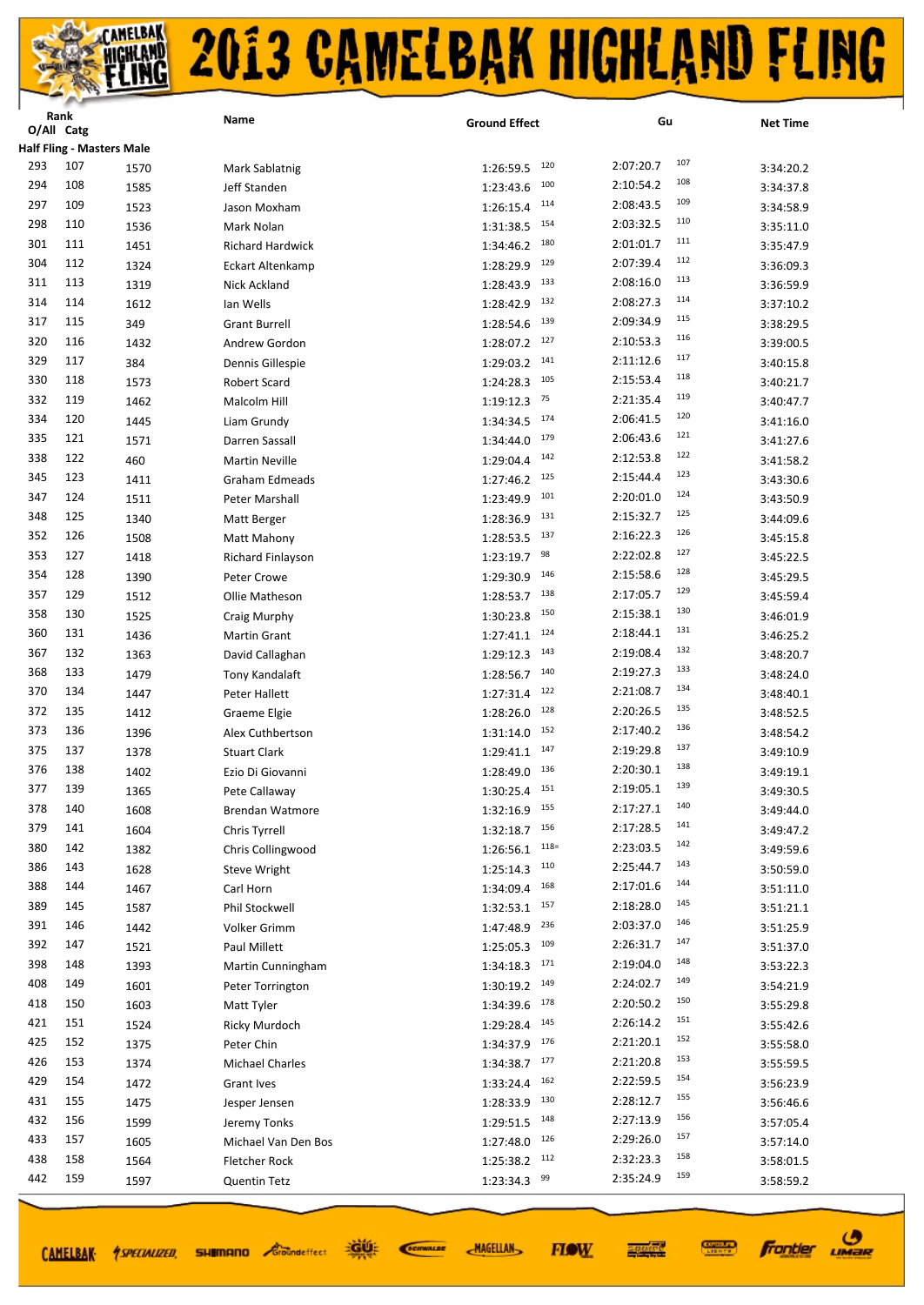# 2013 CAMELBAK HIGHLAND FLING

| Rank O/All | Catg | | Name | Ground Effect | | Gu | | Net Time |
|---|---|---|---|---|---|---|---|---|
| **Half Fling - Masters Male** | | | | | | | | |
| 293 | 107 | 1570 | Mark Sablatnig | 1:26:59.5 | 120 | 2:07:20.7 | 107 | 3:34:20.2 |
| 294 | 108 | 1585 | Jeff Standen | 1:23:43.6 | 100 | 2:10:54.2 | 108 | 3:34:37.8 |
| 297 | 109 | 1523 | Jason Moxham | 1:26:15.4 | 114 | 2:08:43.5 | 109 | 3:34:58.9 |
| 298 | 110 | 1536 | Mark Nolan | 1:31:38.5 | 154 | 2:03:32.5 | 110 | 3:35:11.0 |
| 301 | 111 | 1451 | Richard Hardwick | 1:34:46.2 | 180 | 2:01:01.7 | 111 | 3:35:47.9 |
| 304 | 112 | 1324 | Eckart Altenkamp | 1:28:29.9 | 129 | 2:07:39.4 | 112 | 3:36:09.3 |
| 311 | 113 | 1319 | Nick Ackland | 1:28:43.9 | 133 | 2:08:16.0 | 113 | 3:36:59.9 |
| 314 | 114 | 1612 | Ian Wells | 1:28:42.9 | 132 | 2:08:27.3 | 114 | 3:37:10.2 |
| 317 | 115 | 349 | Grant Burrell | 1:28:54.6 | 139 | 2:09:34.9 | 115 | 3:38:29.5 |
| 320 | 116 | 1432 | Andrew Gordon | 1:28:07.2 | 127 | 2:10:53.3 | 116 | 3:39:00.5 |
| 329 | 117 | 384 | Dennis Gillespie | 1:29:03.2 | 141 | 2:11:12.6 | 117 | 3:40:15.8 |
| 330 | 118 | 1573 | Robert Scard | 1:24:28.3 | 105 | 2:15:53.4 | 118 | 3:40:21.7 |
| 332 | 119 | 1462 | Malcolm Hill | 1:19:12.3 | 75 | 2:21:35.4 | 119 | 3:40:47.7 |
| 334 | 120 | 1445 | Liam Grundy | 1:34:34.5 | 174 | 2:06:41.5 | 120 | 3:41:16.0 |
| 335 | 121 | 1571 | Darren Sassall | 1:34:44.0 | 179 | 2:06:43.6 | 121 | 3:41:27.6 |
| 338 | 122 | 460 | Martin Neville | 1:29:04.4 | 142 | 2:12:53.8 | 122 | 3:41:58.2 |
| 345 | 123 | 1411 | Graham Edmeads | 1:27:46.2 | 125 | 2:15:44.4 | 123 | 3:43:30.6 |
| 347 | 124 | 1511 | Peter Marshall | 1:23:49.9 | 101 | 2:20:01.0 | 124 | 3:43:50.9 |
| 348 | 125 | 1340 | Matt Berger | 1:28:36.9 | 131 | 2:15:32.7 | 125 | 3:44:09.6 |
| 352 | 126 | 1508 | Matt Mahony | 1:28:53.5 | 137 | 2:16:22.3 | 126 | 3:45:15.8 |
| 353 | 127 | 1418 | Richard Finlayson | 1:23:19.7 | 98 | 2:22:02.8 | 127 | 3:45:22.5 |
| 354 | 128 | 1390 | Peter Crowe | 1:29:30.9 | 146 | 2:15:58.6 | 128 | 3:45:29.5 |
| 357 | 129 | 1512 | Ollie Matheson | 1:28:53.7 | 138 | 2:17:05.7 | 129 | 3:45:59.4 |
| 358 | 130 | 1525 | Craig Murphy | 1:30:23.8 | 150 | 2:15:38.1 | 130 | 3:46:01.9 |
| 360 | 131 | 1436 | Martin Grant | 1:27:41.1 | 124 | 2:18:44.1 | 131 | 3:46:25.2 |
| 367 | 132 | 1363 | David Callaghan | 1:29:12.3 | 143 | 2:19:08.4 | 132 | 3:48:20.7 |
| 368 | 133 | 1479 | Tony Kandalaft | 1:28:56.7 | 140 | 2:19:27.3 | 133 | 3:48:24.0 |
| 370 | 134 | 1447 | Peter Hallett | 1:27:31.4 | 122 | 2:21:08.7 | 134 | 3:48:40.1 |
| 372 | 135 | 1412 | Graeme Elgie | 1:28:26.0 | 128 | 2:20:26.5 | 135 | 3:48:52.5 |
| 373 | 136 | 1396 | Alex Cuthbertson | 1:31:14.0 | 152 | 2:17:40.2 | 136 | 3:48:54.2 |
| 375 | 137 | 1378 | Stuart Clark | 1:29:41.1 | 147 | 2:19:29.8 | 137 | 3:49:10.9 |
| 376 | 138 | 1402 | Ezio Di Giovanni | 1:28:49.0 | 136 | 2:20:30.1 | 138 | 3:49:19.1 |
| 377 | 139 | 1365 | Pete Callaway | 1:30:25.4 | 151 | 2:19:05.1 | 139 | 3:49:30.5 |
| 378 | 140 | 1608 | Brendan Watmore | 1:32:16.9 | 155 | 2:17:27.1 | 140 | 3:49:44.0 |
| 379 | 141 | 1604 | Chris Tyrrell | 1:32:18.7 | 156 | 2:17:28.5 | 141 | 3:49:47.2 |
| 380 | 142 | 1382 | Chris Collingwood | 1:26:56.1 | 118= | 2:23:03.5 | 142 | 3:49:59.6 |
| 386 | 143 | 1628 | Steve Wright | 1:25:14.3 | 110 | 2:25:44.7 | 143 | 3:50:59.0 |
| 388 | 144 | 1467 | Carl Horn | 1:34:09.4 | 168 | 2:17:01.6 | 144 | 3:51:11.0 |
| 389 | 145 | 1587 | Phil Stockwell | 1:32:53.1 | 157 | 2:18:28.0 | 145 | 3:51:21.1 |
| 391 | 146 | 1442 | Volker Grimm | 1:47:48.9 | 236 | 2:03:37.0 | 146 | 3:51:25.9 |
| 392 | 147 | 1521 | Paul Millett | 1:25:05.3 | 109 | 2:26:31.7 | 147 | 3:51:37.0 |
| 398 | 148 | 1393 | Martin Cunningham | 1:34:18.3 | 171 | 2:19:04.0 | 148 | 3:53:22.3 |
| 408 | 149 | 1601 | Peter Torrington | 1:30:19.2 | 149 | 2:24:02.7 | 149 | 3:54:21.9 |
| 418 | 150 | 1603 | Matt Tyler | 1:34:39.6 | 178 | 2:20:50.2 | 150 | 3:55:29.8 |
| 421 | 151 | 1524 | Ricky Murdoch | 1:29:28.4 | 145 | 2:26:14.2 | 151 | 3:55:42.6 |
| 425 | 152 | 1375 | Peter Chin | 1:34:37.9 | 176 | 2:21:20.1 | 152 | 3:55:58.0 |
| 426 | 153 | 1374 | Michael Charles | 1:34:38.7 | 177 | 2:21:20.8 | 153 | 3:55:59.5 |
| 429 | 154 | 1472 | Grant Ives | 1:33:24.4 | 162 | 2:22:59.5 | 154 | 3:56:23.9 |
| 431 | 155 | 1475 | Jesper Jensen | 1:28:33.9 | 130 | 2:28:12.7 | 155 | 3:56:46.6 |
| 432 | 156 | 1599 | Jeremy Tonks | 1:29:51.5 | 148 | 2:27:13.9 | 156 | 3:57:05.4 |
| 433 | 157 | 1605 | Michael Van Den Bos | 1:27:48.0 | 126 | 2:29:26.0 | 157 | 3:57:14.0 |
| 438 | 158 | 1564 | Fletcher Rock | 1:25:38.2 | 112 | 2:32:23.3 | 158 | 3:58:01.5 |
| 442 | 159 | 1597 | Quentin Tetz | 1:23:34.3 | 99 | 2:35:24.9 | 159 | 3:58:59.2 |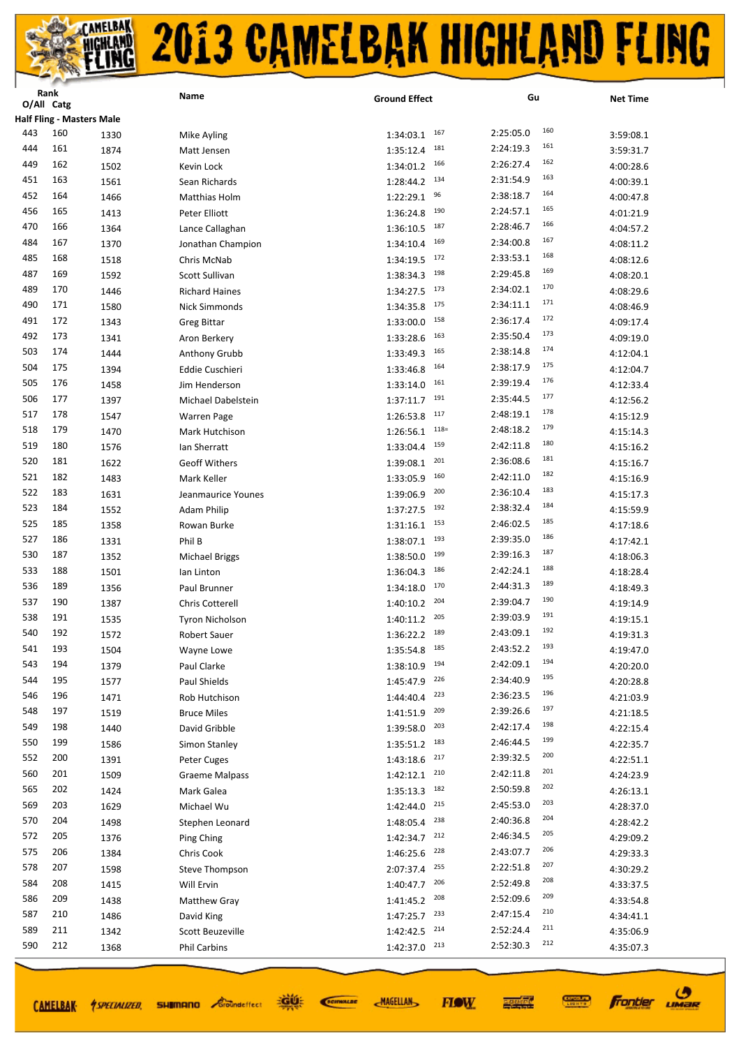# 2013 CAMELBAK HIGHLAND FLING

| Rank O/All | Catg | | Name | Ground Effect | | Gu | | Net Time |
|---|---|---|---|---|---|---|---|---|
| **Half Fling - Masters Male** | | | | | | | | |
| 443 | 160 | 1330 | Mike Ayling | 1:34:03.1 | 167 | 2:25:05.0 | 160 | 3:59:08.1 |
| 444 | 161 | 1874 | Matt Jensen | 1:35:12.4 | 181 | 2:24:19.3 | 161 | 3:59:31.7 |
| 449 | 162 | 1502 | Kevin Lock | 1:34:01.2 | 166 | 2:26:27.4 | 162 | 4:00:28.6 |
| 451 | 163 | 1561 | Sean Richards | 1:28:44.2 | 134 | 2:31:54.9 | 163 | 4:00:39.1 |
| 452 | 164 | 1466 | Matthias Holm | 1:22:29.1 | 96 | 2:38:18.7 | 164 | 4:00:47.8 |
| 456 | 165 | 1413 | Peter Elliott | 1:36:24.8 | 190 | 2:24:57.1 | 165 | 4:01:21.9 |
| 470 | 166 | 1364 | Lance Callaghan | 1:36:10.5 | 187 | 2:28:46.7 | 166 | 4:04:57.2 |
| 484 | 167 | 1370 | Jonathan Champion | 1:34:10.4 | 169 | 2:34:00.8 | 167 | 4:08:11.2 |
| 485 | 168 | 1518 | Chris McNab | 1:34:19.5 | 172 | 2:33:53.1 | 168 | 4:08:12.6 |
| 487 | 169 | 1592 | Scott Sullivan | 1:38:34.3 | 198 | 2:29:45.8 | 169 | 4:08:20.1 |
| 489 | 170 | 1446 | Richard Haines | 1:34:27.5 | 173 | 2:34:02.1 | 170 | 4:08:29.6 |
| 490 | 171 | 1580 | Nick Simmonds | 1:34:35.8 | 175 | 2:34:11.1 | 171 | 4:08:46.9 |
| 491 | 172 | 1343 | Greg Bittar | 1:33:00.0 | 158 | 2:36:17.4 | 172 | 4:09:17.4 |
| 492 | 173 | 1341 | Aron Berkery | 1:33:28.6 | 163 | 2:35:50.4 | 173 | 4:09:19.0 |
| 503 | 174 | 1444 | Anthony Grubb | 1:33:49.3 | 165 | 2:38:14.8 | 174 | 4:12:04.1 |
| 504 | 175 | 1394 | Eddie Cuschieri | 1:33:46.8 | 164 | 2:38:17.9 | 175 | 4:12:04.7 |
| 505 | 176 | 1458 | Jim Henderson | 1:33:14.0 | 161 | 2:39:19.4 | 176 | 4:12:33.4 |
| 506 | 177 | 1397 | Michael Dabelstein | 1:37:11.7 | 191 | 2:35:44.5 | 177 | 4:12:56.2 |
| 517 | 178 | 1547 | Warren Page | 1:26:53.8 | 117 | 2:48:19.1 | 178 | 4:15:12.9 |
| 518 | 179 | 1470 | Mark Hutchison | 1:26:56.1 | 118= | 2:48:18.2 | 179 | 4:15:14.3 |
| 519 | 180 | 1576 | Ian Sherratt | 1:33:04.4 | 159 | 2:42:11.8 | 180 | 4:15:16.2 |
| 520 | 181 | 1622 | Geoff Withers | 1:39:08.1 | 201 | 2:36:08.6 | 181 | 4:15:16.7 |
| 521 | 182 | 1483 | Mark Keller | 1:33:05.9 | 160 | 2:42:11.0 | 182 | 4:15:16.9 |
| 522 | 183 | 1631 | Jeanmaurice Younes | 1:39:06.9 | 200 | 2:36:10.4 | 183 | 4:15:17.3 |
| 523 | 184 | 1552 | Adam Philip | 1:37:27.5 | 192 | 2:38:32.4 | 184 | 4:15:59.9 |
| 525 | 185 | 1358 | Rowan Burke | 1:31:16.1 | 153 | 2:46:02.5 | 185 | 4:17:18.6 |
| 527 | 186 | 1331 | Phil B | 1:38:07.1 | 193 | 2:39:35.0 | 186 | 4:17:42.1 |
| 530 | 187 | 1352 | Michael Briggs | 1:38:50.0 | 199 | 2:39:16.3 | 187 | 4:18:06.3 |
| 533 | 188 | 1501 | Ian Linton | 1:36:04.3 | 186 | 2:42:24.1 | 188 | 4:18:28.4 |
| 536 | 189 | 1356 | Paul Brunner | 1:34:18.0 | 170 | 2:44:31.3 | 189 | 4:18:49.3 |
| 537 | 190 | 1387 | Chris Cotterell | 1:40:10.2 | 204 | 2:39:04.7 | 190 | 4:19:14.9 |
| 538 | 191 | 1535 | Tyron Nicholson | 1:40:11.2 | 205 | 2:39:03.9 | 191 | 4:19:15.1 |
| 540 | 192 | 1572 | Robert Sauer | 1:36:22.2 | 189 | 2:43:09.1 | 192 | 4:19:31.3 |
| 541 | 193 | 1504 | Wayne Lowe | 1:35:54.8 | 185 | 2:43:52.2 | 193 | 4:19:47.0 |
| 543 | 194 | 1379 | Paul Clarke | 1:38:10.9 | 194 | 2:42:09.1 | 194 | 4:20:20.0 |
| 544 | 195 | 1577 | Paul Shields | 1:45:47.9 | 226 | 2:34:40.9 | 195 | 4:20:28.8 |
| 546 | 196 | 1471 | Rob Hutchison | 1:44:40.4 | 223 | 2:36:23.5 | 196 | 4:21:03.9 |
| 548 | 197 | 1519 | Bruce Miles | 1:41:51.9 | 209 | 2:39:26.6 | 197 | 4:21:18.5 |
| 549 | 198 | 1440 | David Gribble | 1:39:58.0 | 203 | 2:42:17.4 | 198 | 4:22:15.4 |
| 550 | 199 | 1586 | Simon Stanley | 1:35:51.2 | 183 | 2:46:44.5 | 199 | 4:22:35.7 |
| 552 | 200 | 1391 | Peter Cuges | 1:43:18.6 | 217 | 2:39:32.5 | 200 | 4:22:51.1 |
| 560 | 201 | 1509 | Graeme Malpass | 1:42:12.1 | 210 | 2:42:11.8 | 201 | 4:24:23.9 |
| 565 | 202 | 1424 | Mark Galea | 1:35:13.3 | 182 | 2:50:59.8 | 202 | 4:26:13.1 |
| 569 | 203 | 1629 | Michael Wu | 1:42:44.0 | 215 | 2:45:53.0 | 203 | 4:28:37.0 |
| 570 | 204 | 1498 | Stephen Leonard | 1:48:05.4 | 238 | 2:40:36.8 | 204 | 4:28:42.2 |
| 572 | 205 | 1376 | Ping Ching | 1:42:34.7 | 212 | 2:46:34.5 | 205 | 4:29:09.2 |
| 575 | 206 | 1384 | Chris Cook | 1:46:25.6 | 228 | 2:43:07.7 | 206 | 4:29:33.3 |
| 578 | 207 | 1598 | Steve Thompson | 2:07:37.4 | 255 | 2:22:51.8 | 207 | 4:30:29.2 |
| 584 | 208 | 1415 | Will Ervin | 1:40:47.7 | 206 | 2:52:49.8 | 208 | 4:33:37.5 |
| 586 | 209 | 1438 | Matthew Gray | 1:41:45.2 | 208 | 2:52:09.6 | 209 | 4:33:54.8 |
| 587 | 210 | 1486 | David King | 1:47:25.7 | 233 | 2:47:15.4 | 210 | 4:34:41.1 |
| 589 | 211 | 1342 | Scott Beuzeville | 1:42:42.5 | 214 | 2:52:24.4 | 211 | 4:35:06.9 |
| 590 | 212 | 1368 | Phil Carbins | 1:42:37.0 | 213 | 2:52:30.3 | 212 | 4:35:07.3 |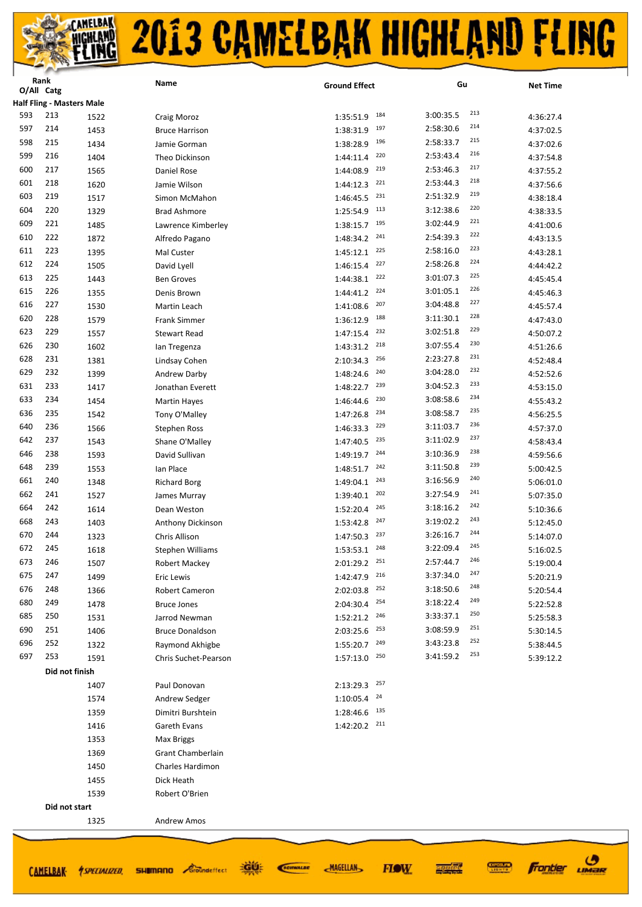# 2013 CAMELBAK HIGHLAND FLING

| Rank O/All | Catg | | Name | Ground Effect | | Gu | | Net Time |
|---|---|---|---|---|---|---|---|---|
| **Half Fling - Masters Male** | | | | | | | | |
| 593 | 213 | 1522 | Craig Moroz | 1:35:51.9 | 184 | 3:00:35.5 | 213 | 4:36:27.4 |
| 597 | 214 | 1453 | Bruce Harrison | 1:38:31.9 | 197 | 2:58:30.6 | 214 | 4:37:02.5 |
| 598 | 215 | 1434 | Jamie Gorman | 1:38:28.9 | 196 | 2:58:33.7 | 215 | 4:37:02.6 |
| 599 | 216 | 1404 | Theo Dickinson | 1:44:11.4 | 220 | 2:53:43.4 | 216 | 4:37:54.8 |
| 600 | 217 | 1565 | Daniel Rose | 1:44:08.9 | 219 | 2:53:46.3 | 217 | 4:37:55.2 |
| 601 | 218 | 1620 | Jamie Wilson | 1:44:12.3 | 221 | 2:53:44.3 | 218 | 4:37:56.6 |
| 603 | 219 | 1517 | Simon McMahon | 1:46:45.5 | 231 | 2:51:32.9 | 219 | 4:38:18.4 |
| 604 | 220 | 1329 | Brad Ashmore | 1:25:54.9 | 113 | 3:12:38.6 | 220 | 4:38:33.5 |
| 609 | 221 | 1485 | Lawrence Kimberley | 1:38:15.7 | 195 | 3:02:44.9 | 221 | 4:41:00.6 |
| 610 | 222 | 1872 | Alfredo Pagano | 1:48:34.2 | 241 | 2:54:39.3 | 222 | 4:43:13.5 |
| 611 | 223 | 1395 | Mal Custer | 1:45:12.1 | 225 | 2:58:16.0 | 223 | 4:43:28.1 |
| 612 | 224 | 1505 | David Lyell | 1:46:15.4 | 227 | 2:58:26.8 | 224 | 4:44:42.2 |
| 613 | 225 | 1443 | Ben Groves | 1:44:38.1 | 222 | 3:01:07.3 | 225 | 4:45:45.4 |
| 615 | 226 | 1355 | Denis Brown | 1:44:41.2 | 224 | 3:01:05.1 | 226 | 4:45:46.3 |
| 616 | 227 | 1530 | Martin Leach | 1:41:08.6 | 207 | 3:04:48.8 | 227 | 4:45:57.4 |
| 620 | 228 | 1579 | Frank Simmer | 1:36:12.9 | 188 | 3:11:30.1 | 228 | 4:47:43.0 |
| 623 | 229 | 1557 | Stewart Read | 1:47:15.4 | 232 | 3:02:51.8 | 229 | 4:50:07.2 |
| 626 | 230 | 1602 | Ian Tregenza | 1:43:31.2 | 218 | 3:07:55.4 | 230 | 4:51:26.6 |
| 628 | 231 | 1381 | Lindsay Cohen | 2:10:34.3 | 256 | 2:23:27.8 | 231 | 4:52:48.4 |
| 629 | 232 | 1399 | Andrew Darby | 1:48:24.6 | 240 | 3:04:28.0 | 232 | 4:52:52.6 |
| 631 | 233 | 1417 | Jonathan Everett | 1:48:22.7 | 239 | 3:04:52.3 | 233 | 4:53:15.0 |
| 633 | 234 | 1454 | Martin Hayes | 1:46:44.6 | 230 | 3:08:58.6 | 234 | 4:55:43.2 |
| 636 | 235 | 1542 | Tony O'Malley | 1:47:26.8 | 234 | 3:08:58.7 | 235 | 4:56:25.5 |
| 640 | 236 | 1566 | Stephen Ross | 1:46:33.3 | 229 | 3:11:03.7 | 236 | 4:57:37.0 |
| 642 | 237 | 1543 | Shane O'Malley | 1:47:40.5 | 235 | 3:11:02.9 | 237 | 4:58:43.4 |
| 646 | 238 | 1593 | David Sullivan | 1:49:19.7 | 244 | 3:10:36.9 | 238 | 4:59:56.6 |
| 648 | 239 | 1553 | Ian Place | 1:48:51.7 | 242 | 3:11:50.8 | 239 | 5:00:42.5 |
| 661 | 240 | 1348 | Richard Borg | 1:49:04.1 | 243 | 3:16:56.9 | 240 | 5:06:01.0 |
| 662 | 241 | 1527 | James Murray | 1:39:40.1 | 202 | 3:27:54.9 | 241 | 5:07:35.0 |
| 664 | 242 | 1614 | Dean Weston | 1:52:20.4 | 245 | 3:18:16.2 | 242 | 5:10:36.6 |
| 668 | 243 | 1403 | Anthony Dickinson | 1:53:42.8 | 247 | 3:19:02.2 | 243 | 5:12:45.0 |
| 670 | 244 | 1323 | Chris Allison | 1:47:50.3 | 237 | 3:26:16.7 | 244 | 5:14:07.0 |
| 672 | 245 | 1618 | Stephen Williams | 1:53:53.1 | 248 | 3:22:09.4 | 245 | 5:16:02.5 |
| 673 | 246 | 1507 | Robert Mackey | 2:01:29.2 | 251 | 2:57:44.7 | 246 | 5:19:00.4 |
| 675 | 247 | 1499 | Eric Lewis | 1:42:47.9 | 216 | 3:37:34.0 | 247 | 5:20:21.9 |
| 676 | 248 | 1366 | Robert Cameron | 2:02:03.8 | 252 | 3:18:50.6 | 248 | 5:20:54.4 |
| 680 | 249 | 1478 | Bruce Jones | 2:04:30.4 | 254 | 3:18:22.4 | 249 | 5:22:52.8 |
| 685 | 250 | 1531 | Jarrod Newman | 1:52:21.2 | 246 | 3:33:37.1 | 250 | 5:25:58.3 |
| 690 | 251 | 1406 | Bruce Donaldson | 2:03:25.6 | 253 | 3:08:59.9 | 251 | 5:30:14.5 |
| 696 | 252 | 1322 | Raymond Akhigbe | 1:55:20.7 | 249 | 3:43:23.8 | 252 | 5:38:44.5 |
| 697 | 253 | 1591 | Chris Suchet-Pearson | 1:57:13.0 | 250 | 3:41:59.2 | 253 | 5:39:12.2 |
| | **Did not finish** | | | | | | | |
| | | 1407 | Paul Donovan | 2:13:29.3 | 257 | | | |
| | | 1574 | Andrew Sedger | 1:10:05.4 | 24 | | | |
| | | 1359 | Dimitri Burshtein | 1:28:46.6 | 135 | | | |
| | | 1416 | Gareth Evans | 1:42:20.2 | 211 | | | |
| | | 1353 | Max Briggs | | | | | |
| | | 1369 | Grant Chamberlain | | | | | |
| | | 1450 | Charles Hardimon | | | | | |
| | | 1455 | Dick Heath | | | | | |
| | | 1539 | Robert O'Brien | | | | | |
| | **Did not start** | | | | | | | |
| | | 1325 | Andrew Amos | | | | | |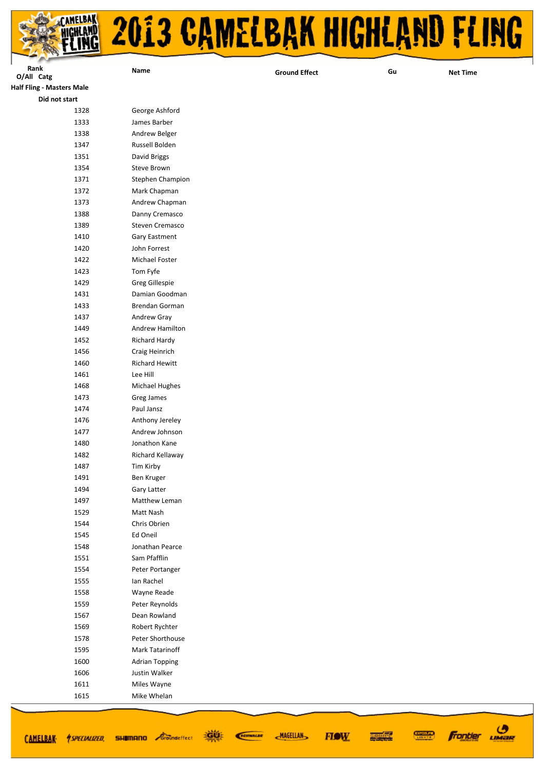# 2013 CAMELBAK HIGHLAND FLING

| Rank O/All | Catg | Name | Ground Effect | Gu | Net Time |
|---|---|---|---|---|---|
| **Half Fling - Masters Male** | | | | | |
| **Did not start** | | | | | |
| 1328 | | George Ashford | | | |
| 1333 | | James Barber | | | |
| 1338 | | Andrew Belger | | | |
| 1347 | | Russell Bolden | | | |
| 1351 | | David Briggs | | | |
| 1354 | | Steve Brown | | | |
| 1371 | | Stephen Champion | | | |
| 1372 | | Mark Chapman | | | |
| 1373 | | Andrew Chapman | | | |
| 1388 | | Danny Cremasco | | | |
| 1389 | | Steven Cremasco | | | |
| 1410 | | Gary Eastment | | | |
| 1420 | | John Forrest | | | |
| 1422 | | Michael Foster | | | |
| 1423 | | Tom Fyfe | | | |
| 1429 | | Greg Gillespie | | | |
| 1431 | | Damian Goodman | | | |
| 1433 | | Brendan Gorman | | | |
| 1437 | | Andrew Gray | | | |
| 1449 | | Andrew Hamilton | | | |
| 1452 | | Richard Hardy | | | |
| 1456 | | Craig Heinrich | | | |
| 1460 | | Richard Hewitt | | | |
| 1461 | | Lee Hill | | | |
| 1468 | | Michael Hughes | | | |
| 1473 | | Greg James | | | |
| 1474 | | Paul Jansz | | | |
| 1476 | | Anthony Jereley | | | |
| 1477 | | Andrew Johnson | | | |
| 1480 | | Jonathon Kane | | | |
| 1482 | | Richard Kellaway | | | |
| 1487 | | Tim Kirby | | | |
| 1491 | | Ben Kruger | | | |
| 1494 | | Gary Latter | | | |
| 1497 | | Matthew Leman | | | |
| 1529 | | Matt Nash | | | |
| 1544 | | Chris Obrien | | | |
| 1545 | | Ed Oneil | | | |
| 1548 | | Jonathan Pearce | | | |
| 1551 | | Sam Pfafflin | | | |
| 1554 | | Peter Portanger | | | |
| 1555 | | Ian Rachel | | | |
| 1558 | | Wayne Reade | | | |
| 1559 | | Peter Reynolds | | | |
| 1567 | | Dean Rowland | | | |
| 1569 | | Robert Rychter | | | |
| 1578 | | Peter Shorthouse | | | |
| 1595 | | Mark Tatarinoff | | | |
| 1600 | | Adrian Topping | | | |
| 1606 | | Justin Walker | | | |
| 1611 | | Miles Wayne | | | |
| 1615 | | Mike Whelan | | | |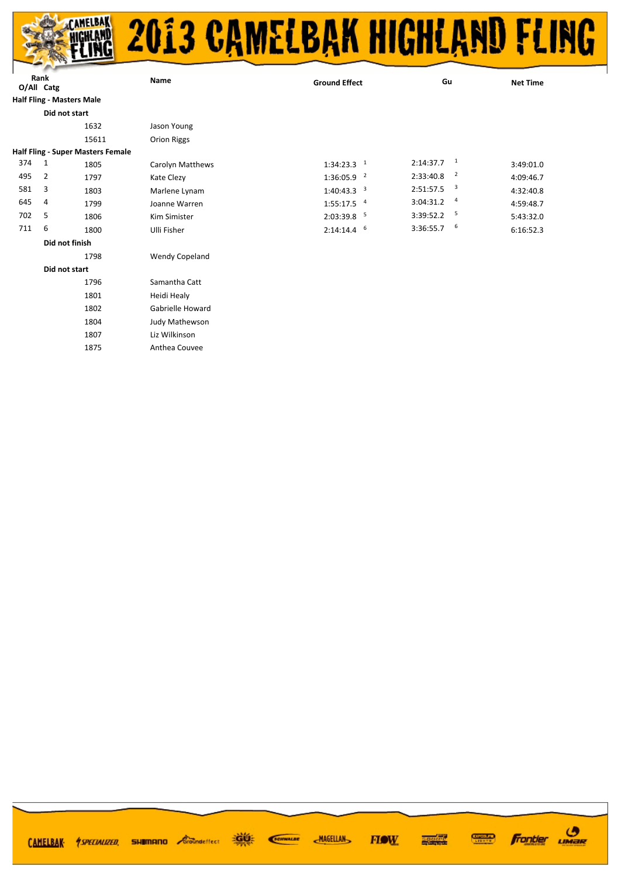# 2013 CAMELBAK HIGHLAND FLING

| Rank O/All | Catg | | Name | Ground Effect | | Gu | | Net Time |
|---|---|---|---|---|---|---|---|---|
| **Half Fling - Masters Male** | | | | | | | | |
| | **Did not start** | | | | | | | |
| | | 1632 | Jason Young | | | | | |
| | | 15611 | Orion Riggs | | | | | |
| **Half Fling - Super Masters Female** | | | | | | | | |
| 374 | 1 | 1805 | Carolyn Matthews | 1:34:23.3 | 1 | 2:14:37.7 | 1 | 3:49:01.0 |
| 495 | 2 | 1797 | Kate Clezy | 1:36:05.9 | 2 | 2:33:40.8 | 2 | 4:09:46.7 |
| 581 | 3 | 1803 | Marlene Lynam | 1:40:43.3 | 3 | 2:51:57.5 | 3 | 4:32:40.8 |
| 645 | 4 | 1799 | Joanne Warren | 1:55:17.5 | 4 | 3:04:31.2 | 4 | 4:59:48.7 |
| 702 | 5 | 1806 | Kim Simister | 2:03:39.8 | 5 | 3:39:52.2 | 5 | 5:43:32.0 |
| 711 | 6 | 1800 | Ulli Fisher | 2:14:14.4 | 6 | 3:36:55.7 | 6 | 6:16:52.3 |
| | **Did not finish** | | | | | | | |
| | | 1798 | Wendy Copeland | | | | | |
| | **Did not start** | | | | | | | |
| | | 1796 | Samantha Catt | | | | | |
| | | 1801 | Heidi Healy | | | | | |
| | | 1802 | Gabrielle Howard | | | | | |
| | | 1804 | Judy Mathewson | | | | | |
| | | 1807 | Liz Wilkinson | | | | | |
| | | 1875 | Anthea Couvee | | | | | |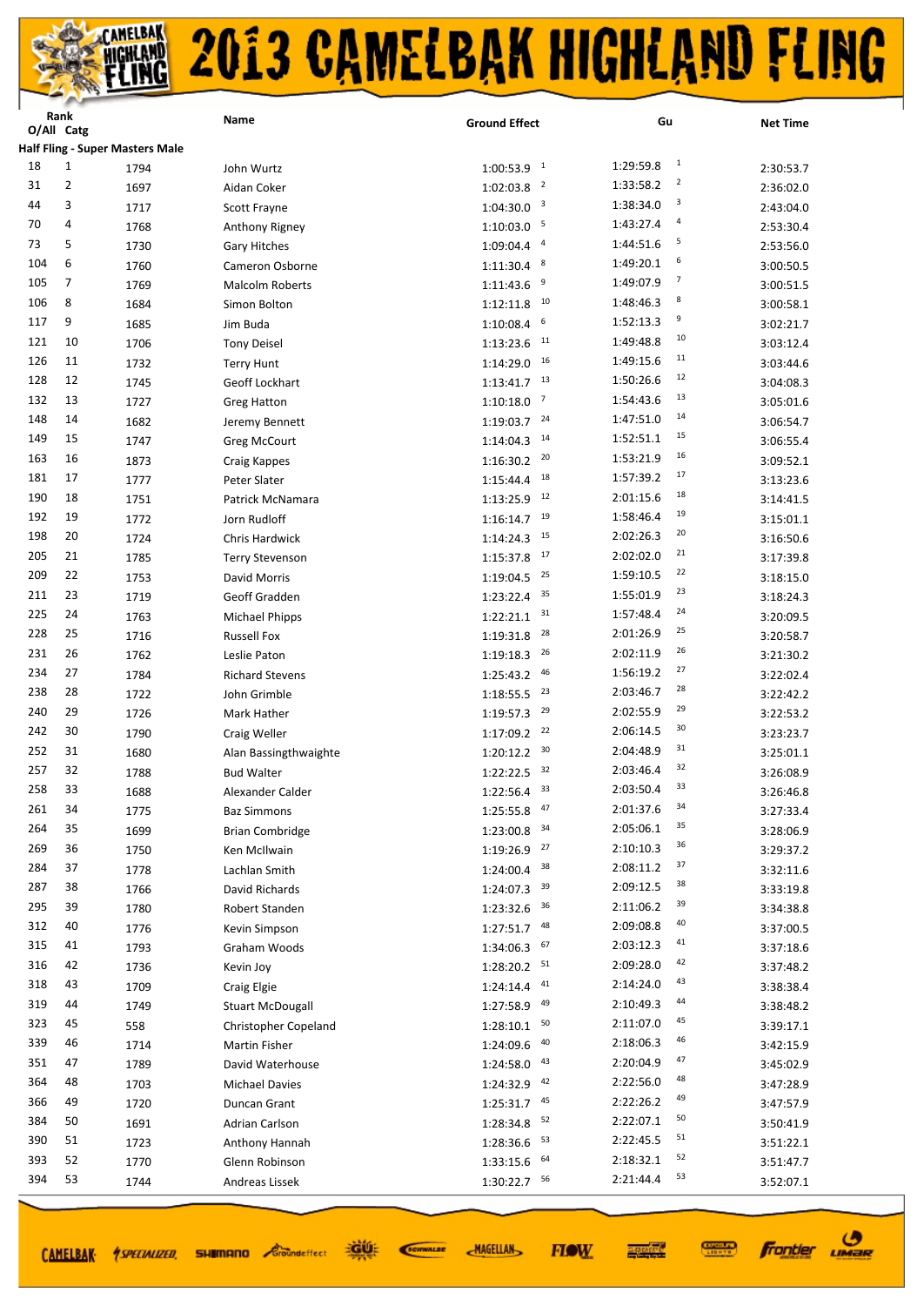# 2013 CAMELBAK HIGHLAND FLING

| Rank O/All | Catg | | Name | Ground Effect | | Gu | | Net Time |
|---|---|---|---|---|---|---|---|---|
| **Half Fling - Super Masters Male** | | | | | | | | |
| 18 | 1 | 1794 | John Wurtz | 1:00:53.9 | 1 | 1:29:59.8 | 1 | 2:30:53.7 |
| 31 | 2 | 1697 | Aidan Coker | 1:02:03.8 | 2 | 1:33:58.2 | 2 | 2:36:02.0 |
| 44 | 3 | 1717 | Scott Frayne | 1:04:30.0 | 3 | 1:38:34.0 | 3 | 2:43:04.0 |
| 70 | 4 | 1768 | Anthony Rigney | 1:10:03.0 | 5 | 1:43:27.4 | 4 | 2:53:30.4 |
| 73 | 5 | 1730 | Gary Hitches | 1:09:04.4 | 4 | 1:44:51.6 | 5 | 2:53:56.0 |
| 104 | 6 | 1760 | Cameron Osborne | 1:11:30.4 | 8 | 1:49:20.1 | 6 | 3:00:50.5 |
| 105 | 7 | 1769 | Malcolm Roberts | 1:11:43.6 | 9 | 1:49:07.9 | 7 | 3:00:51.5 |
| 106 | 8 | 1684 | Simon Bolton | 1:12:11.8 | 10 | 1:48:46.3 | 8 | 3:00:58.1 |
| 117 | 9 | 1685 | Jim Buda | 1:10:08.4 | 6 | 1:52:13.3 | 9 | 3:02:21.7 |
| 121 | 10 | 1706 | Tony Deisel | 1:13:23.6 | 11 | 1:49:48.8 | 10 | 3:03:12.4 |
| 126 | 11 | 1732 | Terry Hunt | 1:14:29.0 | 16 | 1:49:15.6 | 11 | 3:03:44.6 |
| 128 | 12 | 1745 | Geoff Lockhart | 1:13:41.7 | 13 | 1:50:26.6 | 12 | 3:04:08.3 |
| 132 | 13 | 1727 | Greg Hatton | 1:10:18.0 | 7 | 1:54:43.6 | 13 | 3:05:01.6 |
| 148 | 14 | 1682 | Jeremy Bennett | 1:19:03.7 | 24 | 1:47:51.0 | 14 | 3:06:54.7 |
| 149 | 15 | 1747 | Greg McCourt | 1:14:04.3 | 14 | 1:52:51.1 | 15 | 3:06:55.4 |
| 163 | 16 | 1873 | Craig Kappes | 1:16:30.2 | 20 | 1:53:21.9 | 16 | 3:09:52.1 |
| 181 | 17 | 1777 | Peter Slater | 1:15:44.4 | 18 | 1:57:39.2 | 17 | 3:13:23.6 |
| 190 | 18 | 1751 | Patrick McNamara | 1:13:25.9 | 12 | 2:01:15.6 | 18 | 3:14:41.5 |
| 192 | 19 | 1772 | Jorn Rudloff | 1:16:14.7 | 19 | 1:58:46.4 | 19 | 3:15:01.1 |
| 198 | 20 | 1724 | Chris Hardwick | 1:14:24.3 | 15 | 2:02:26.3 | 20 | 3:16:50.6 |
| 205 | 21 | 1785 | Terry Stevenson | 1:15:37.8 | 17 | 2:02:02.0 | 21 | 3:17:39.8 |
| 209 | 22 | 1753 | David Morris | 1:19:04.5 | 25 | 1:59:10.5 | 22 | 3:18:15.0 |
| 211 | 23 | 1719 | Geoff Gradden | 1:23:22.4 | 35 | 1:55:01.9 | 23 | 3:18:24.3 |
| 225 | 24 | 1763 | Michael Phipps | 1:22:21.1 | 31 | 1:57:48.4 | 24 | 3:20:09.5 |
| 228 | 25 | 1716 | Russell Fox | 1:19:31.8 | 28 | 2:01:26.9 | 25 | 3:20:58.7 |
| 231 | 26 | 1762 | Leslie Paton | 1:19:18.3 | 26 | 2:02:11.9 | 26 | 3:21:30.2 |
| 234 | 27 | 1784 | Richard Stevens | 1:25:43.2 | 46 | 1:56:19.2 | 27 | 3:22:02.4 |
| 238 | 28 | 1722 | John Grimble | 1:18:55.5 | 23 | 2:03:46.7 | 28 | 3:22:42.2 |
| 240 | 29 | 1726 | Mark Hather | 1:19:57.3 | 29 | 2:02:55.9 | 29 | 3:22:53.2 |
| 242 | 30 | 1790 | Craig Weller | 1:17:09.2 | 22 | 2:06:14.5 | 30 | 3:23:23.7 |
| 252 | 31 | 1680 | Alan Bassingthwaighte | 1:20:12.2 | 30 | 2:04:48.9 | 31 | 3:25:01.1 |
| 257 | 32 | 1788 | Bud Walter | 1:22:22.5 | 32 | 2:03:46.4 | 32 | 3:26:08.9 |
| 258 | 33 | 1688 | Alexander Calder | 1:22:56.4 | 33 | 2:03:50.4 | 33 | 3:26:46.8 |
| 261 | 34 | 1775 | Baz Simmons | 1:25:55.8 | 47 | 2:01:37.6 | 34 | 3:27:33.4 |
| 264 | 35 | 1699 | Brian Combridge | 1:23:00.8 | 34 | 2:05:06.1 | 35 | 3:28:06.9 |
| 269 | 36 | 1750 | Ken McIlwain | 1:19:26.9 | 27 | 2:10:10.3 | 36 | 3:29:37.2 |
| 284 | 37 | 1778 | Lachlan Smith | 1:24:00.4 | 38 | 2:08:11.2 | 37 | 3:32:11.6 |
| 287 | 38 | 1766 | David Richards | 1:24:07.3 | 39 | 2:09:12.5 | 38 | 3:33:19.8 |
| 295 | 39 | 1780 | Robert Standen | 1:23:32.6 | 36 | 2:11:06.2 | 39 | 3:34:38.8 |
| 312 | 40 | 1776 | Kevin Simpson | 1:27:51.7 | 48 | 2:09:08.8 | 40 | 3:37:00.5 |
| 315 | 41 | 1793 | Graham Woods | 1:34:06.3 | 67 | 2:03:12.3 | 41 | 3:37:18.6 |
| 316 | 42 | 1736 | Kevin Joy | 1:28:20.2 | 51 | 2:09:28.0 | 42 | 3:37:48.2 |
| 318 | 43 | 1709 | Craig Elgie | 1:24:14.4 | 41 | 2:14:24.0 | 43 | 3:38:38.4 |
| 319 | 44 | 1749 | Stuart McDougall | 1:27:58.9 | 49 | 2:10:49.3 | 44 | 3:38:48.2 |
| 323 | 45 | 558 | Christopher Copeland | 1:28:10.1 | 50 | 2:11:07.0 | 45 | 3:39:17.1 |
| 339 | 46 | 1714 | Martin Fisher | 1:24:09.6 | 40 | 2:18:06.3 | 46 | 3:42:15.9 |
| 351 | 47 | 1789 | David Waterhouse | 1:24:58.0 | 43 | 2:20:04.9 | 47 | 3:45:02.9 |
| 364 | 48 | 1703 | Michael Davies | 1:24:32.9 | 42 | 2:22:56.0 | 48 | 3:47:28.9 |
| 366 | 49 | 1720 | Duncan Grant | 1:25:31.7 | 45 | 2:22:26.2 | 49 | 3:47:57.9 |
| 384 | 50 | 1691 | Adrian Carlson | 1:28:34.8 | 52 | 2:22:07.1 | 50 | 3:50:41.9 |
| 390 | 51 | 1723 | Anthony Hannah | 1:28:36.6 | 53 | 2:22:45.5 | 51 | 3:51:22.1 |
| 393 | 52 | 1770 | Glenn Robinson | 1:33:15.6 | 64 | 2:18:32.1 | 52 | 3:51:47.7 |
| 394 | 53 | 1744 | Andreas Lissek | 1:30:22.7 | 56 | 2:21:44.4 | 53 | 3:52:07.1 |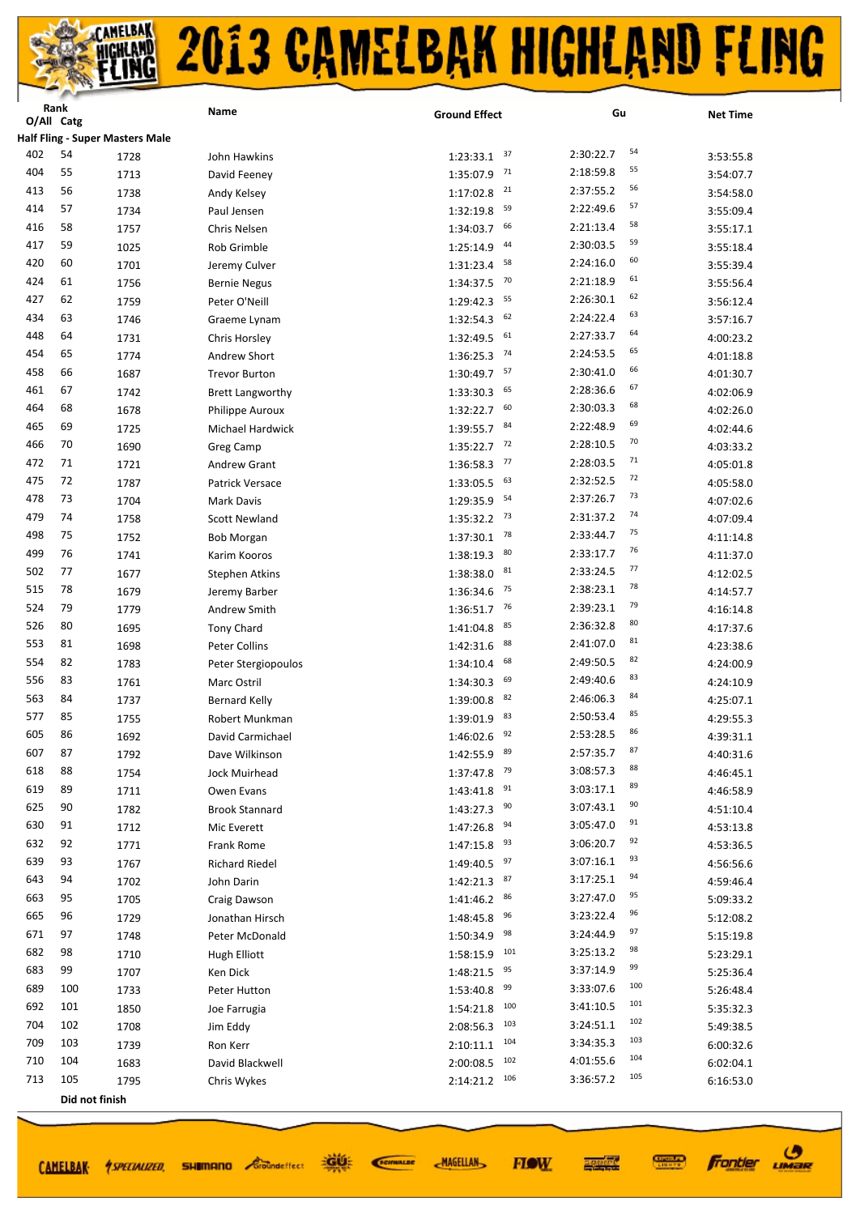# 2013 CAMELBAK HIGHLAND FLING

| Rank O/All | Catg | | Name | Ground Effect | | Gu | | Net Time |
|---|---|---|---|---|---|---|---|---|
| **Half Fling - Super Masters Male** | | | | | | | | |
| 402 | 54 | 1728 | John Hawkins | 1:23:33.1 | 37 | 2:30:22.7 | 54 | 3:53:55.8 |
| 404 | 55 | 1713 | David Feeney | 1:35:07.9 | 71 | 2:18:59.8 | 55 | 3:54:07.7 |
| 413 | 56 | 1738 | Andy Kelsey | 1:17:02.8 | 21 | 2:37:55.2 | 56 | 3:54:58.0 |
| 414 | 57 | 1734 | Paul Jensen | 1:32:19.8 | 59 | 2:22:49.6 | 57 | 3:55:09.4 |
| 416 | 58 | 1757 | Chris Nelsen | 1:34:03.7 | 66 | 2:21:13.4 | 58 | 3:55:17.1 |
| 417 | 59 | 1025 | Rob Grimble | 1:25:14.9 | 44 | 2:30:03.5 | 59 | 3:55:18.4 |
| 420 | 60 | 1701 | Jeremy Culver | 1:31:23.4 | 58 | 2:24:16.0 | 60 | 3:55:39.4 |
| 424 | 61 | 1756 | Bernie Negus | 1:34:37.5 | 70 | 2:21:18.9 | 61 | 3:55:56.4 |
| 427 | 62 | 1759 | Peter O'Neill | 1:29:42.3 | 55 | 2:26:30.1 | 62 | 3:56:12.4 |
| 434 | 63 | 1746 | Graeme Lynam | 1:32:54.3 | 62 | 2:24:22.4 | 63 | 3:57:16.7 |
| 448 | 64 | 1731 | Chris Horsley | 1:32:49.5 | 61 | 2:27:33.7 | 64 | 4:00:23.2 |
| 454 | 65 | 1774 | Andrew Short | 1:36:25.3 | 74 | 2:24:53.5 | 65 | 4:01:18.8 |
| 458 | 66 | 1687 | Trevor Burton | 1:30:49.7 | 57 | 2:30:41.0 | 66 | 4:01:30.7 |
| 461 | 67 | 1742 | Brett Langworthy | 1:33:30.3 | 65 | 2:28:36.6 | 67 | 4:02:06.9 |
| 464 | 68 | 1678 | Philippe Auroux | 1:32:22.7 | 60 | 2:30:03.3 | 68 | 4:02:26.0 |
| 465 | 69 | 1725 | Michael Hardwick | 1:39:55.7 | 84 | 2:22:48.9 | 69 | 4:02:44.6 |
| 466 | 70 | 1690 | Greg Camp | 1:35:22.7 | 72 | 2:28:10.5 | 70 | 4:03:33.2 |
| 472 | 71 | 1721 | Andrew Grant | 1:36:58.3 | 77 | 2:28:03.5 | 71 | 4:05:01.8 |
| 475 | 72 | 1787 | Patrick Versace | 1:33:05.5 | 63 | 2:32:52.5 | 72 | 4:05:58.0 |
| 478 | 73 | 1704 | Mark Davis | 1:29:35.9 | 54 | 2:37:26.7 | 73 | 4:07:02.6 |
| 479 | 74 | 1758 | Scott Newland | 1:35:32.2 | 73 | 2:31:37.2 | 74 | 4:07:09.4 |
| 498 | 75 | 1752 | Bob Morgan | 1:37:30.1 | 78 | 2:33:44.7 | 75 | 4:11:14.8 |
| 499 | 76 | 1741 | Karim Kooros | 1:38:19.3 | 80 | 2:33:17.7 | 76 | 4:11:37.0 |
| 502 | 77 | 1677 | Stephen Atkins | 1:38:38.0 | 81 | 2:33:24.5 | 77 | 4:12:02.5 |
| 515 | 78 | 1679 | Jeremy Barber | 1:36:34.6 | 75 | 2:38:23.1 | 78 | 4:14:57.7 |
| 524 | 79 | 1779 | Andrew Smith | 1:36:51.7 | 76 | 2:39:23.1 | 79 | 4:16:14.8 |
| 526 | 80 | 1695 | Tony Chard | 1:41:04.8 | 85 | 2:36:32.8 | 80 | 4:17:37.6 |
| 553 | 81 | 1698 | Peter Collins | 1:42:31.6 | 88 | 2:41:07.0 | 81 | 4:23:38.6 |
| 554 | 82 | 1783 | Peter Stergiopoulos | 1:34:10.4 | 68 | 2:49:50.5 | 82 | 4:24:00.9 |
| 556 | 83 | 1761 | Marc Ostril | 1:34:30.3 | 69 | 2:49:40.6 | 83 | 4:24:10.9 |
| 563 | 84 | 1737 | Bernard Kelly | 1:39:00.8 | 82 | 2:46:06.3 | 84 | 4:25:07.1 |
| 577 | 85 | 1755 | Robert Munkman | 1:39:01.9 | 83 | 2:50:53.4 | 85 | 4:29:55.3 |
| 605 | 86 | 1692 | David Carmichael | 1:46:02.6 | 92 | 2:53:28.5 | 86 | 4:39:31.1 |
| 607 | 87 | 1792 | Dave Wilkinson | 1:42:55.9 | 89 | 2:57:35.7 | 87 | 4:40:31.6 |
| 618 | 88 | 1754 | Jock Muirhead | 1:37:47.8 | 79 | 3:08:57.3 | 88 | 4:46:45.1 |
| 619 | 89 | 1711 | Owen Evans | 1:43:41.8 | 91 | 3:03:17.1 | 89 | 4:46:58.9 |
| 625 | 90 | 1782 | Brook Stannard | 1:43:27.3 | 90 | 3:07:43.1 | 90 | 4:51:10.4 |
| 630 | 91 | 1712 | Mic Everett | 1:47:26.8 | 94 | 3:05:47.0 | 91 | 4:53:13.8 |
| 632 | 92 | 1771 | Frank Rome | 1:47:15.8 | 93 | 3:06:20.7 | 92 | 4:53:36.5 |
| 639 | 93 | 1767 | Richard Riedel | 1:49:40.5 | 97 | 3:07:16.1 | 93 | 4:56:56.6 |
| 643 | 94 | 1702 | John Darin | 1:42:21.3 | 87 | 3:17:25.1 | 94 | 4:59:46.4 |
| 663 | 95 | 1705 | Craig Dawson | 1:41:46.2 | 86 | 3:27:47.0 | 95 | 5:09:33.2 |
| 665 | 96 | 1729 | Jonathan Hirsch | 1:48:45.8 | 96 | 3:23:22.4 | 96 | 5:12:08.2 |
| 671 | 97 | 1748 | Peter McDonald | 1:50:34.9 | 98 | 3:24:44.9 | 97 | 5:15:19.8 |
| 682 | 98 | 1710 | Hugh Elliott | 1:58:15.9 | 101 | 3:25:13.2 | 98 | 5:23:29.1 |
| 683 | 99 | 1707 | Ken Dick | 1:48:21.5 | 95 | 3:37:14.9 | 99 | 5:25:36.4 |
| 689 | 100 | 1733 | Peter Hutton | 1:53:40.8 | 99 | 3:33:07.6 | 100 | 5:26:48.4 |
| 692 | 101 | 1850 | Joe Farrugia | 1:54:21.8 | 100 | 3:41:10.5 | 101 | 5:35:32.3 |
| 704 | 102 | 1708 | Jim Eddy | 2:08:56.3 | 103 | 3:24:51.1 | 102 | 5:49:38.5 |
| 709 | 103 | 1739 | Ron Kerr | 2:10:11.1 | 104 | 3:34:35.3 | 103 | 6:00:32.6 |
| 710 | 104 | 1683 | David Blackwell | 2:00:08.5 | 102 | 4:01:55.6 | 104 | 6:02:04.1 |
| 713 | 105 | 1795 | Chris Wykes | 2:14:21.2 | 106 | 3:36:57.2 | 105 | 6:16:53.0 |

**Did not finish**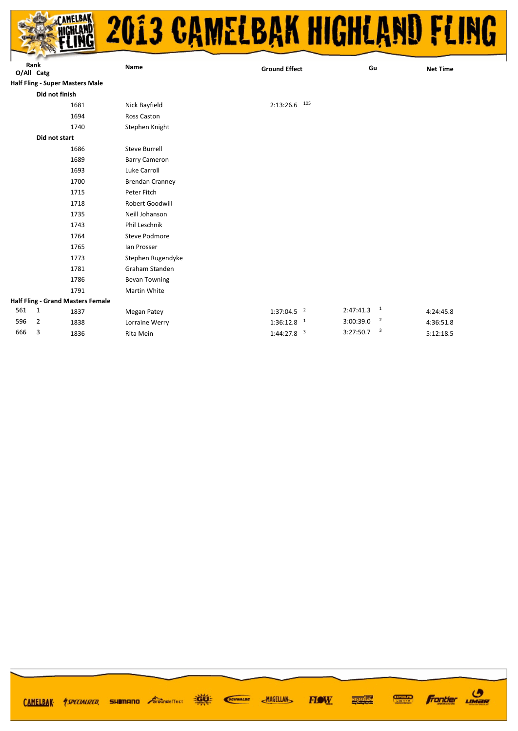# 2013 CAMELBAK HIGHLAND FLING

| Rank O/All | Catg | | Name | Ground Effect | | Gu | | Net Time |
|---|---|---|---|---|---|---|---|---|
| **Half Fling - Super Masters Male** | | | | | | | | |
| | **Did not finish** | | | | | | | |
| | | 1681 | Nick Bayfield | 2:13:26.6 | 105 | | | |
| | | 1694 | Ross Caston | | | | | |
| | | 1740 | Stephen Knight | | | | | |
| | **Did not start** | | | | | | | |
| | | 1686 | Steve Burrell | | | | | |
| | | 1689 | Barry Cameron | | | | | |
| | | 1693 | Luke Carroll | | | | | |
| | | 1700 | Brendan Cranney | | | | | |
| | | 1715 | Peter Fitch | | | | | |
| | | 1718 | Robert Goodwill | | | | | |
| | | 1735 | Neill Johanson | | | | | |
| | | 1743 | Phil Leschnik | | | | | |
| | | 1764 | Steve Podmore | | | | | |
| | | 1765 | Ian Prosser | | | | | |
| | | 1773 | Stephen Rugendyke | | | | | |
| | | 1781 | Graham Standen | | | | | |
| | | 1786 | Bevan Towning | | | | | |
| | | 1791 | Martin White | | | | | |
| **Half Fling - Grand Masters Female** | | | | | | | | |
| 561 | 1 | 1837 | Megan Patey | 1:37:04.5 | 2 | 2:47:41.3 | 1 | 4:24:45.8 |
| 596 | 2 | 1838 | Lorraine Werry | 1:36:12.8 | 1 | 3:00:39.0 | 2 | 4:36:51.8 |
| 666 | 3 | 1836 | Rita Mein | 1:44:27.8 | 3 | 3:27:50.7 | 3 | 5:12:18.5 |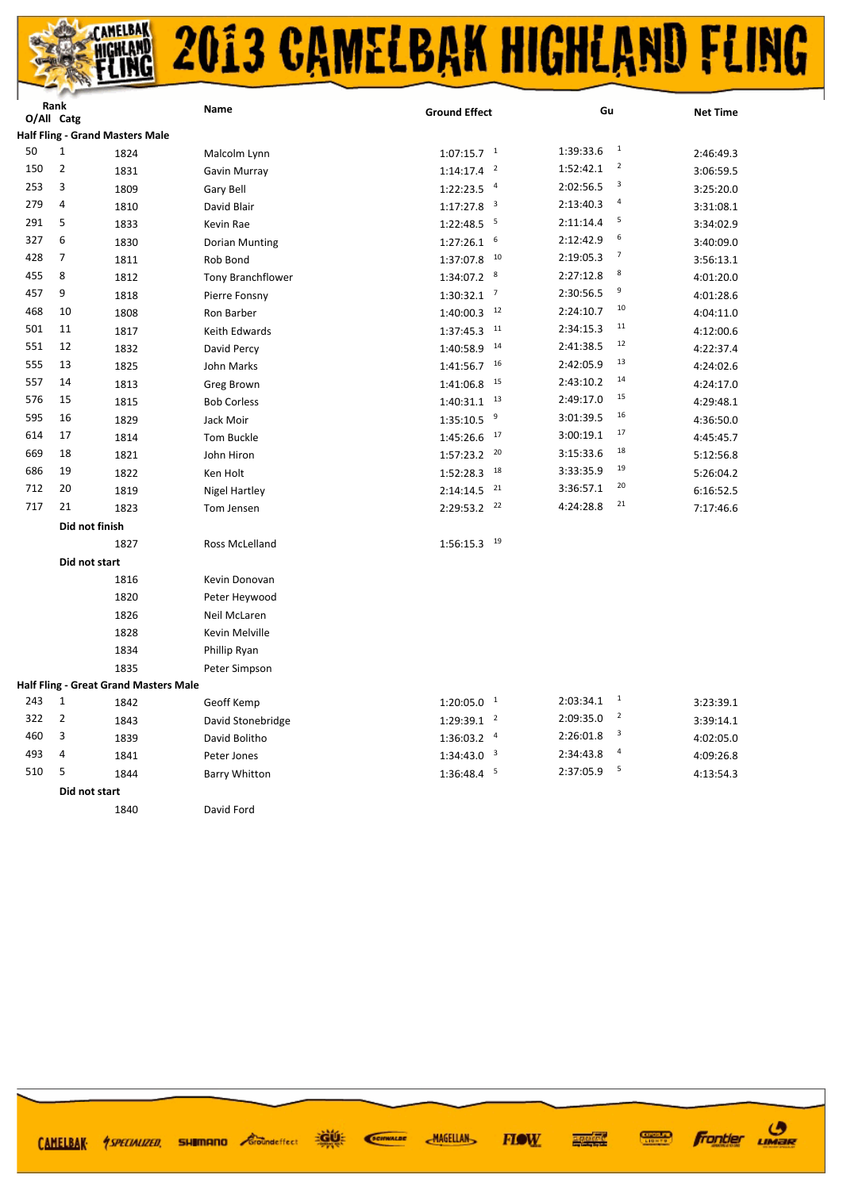# 2013 CAMELBAK HIGHLAND FLING

| Rank O/All | Catg | | Name | Ground Effect | | Gu | | Net Time |
|---|---|---|---|---|---|---|---|---|
| **Half Fling - Grand Masters Male** | | | | | | | | |
| 50 | 1 | 1824 | Malcolm Lynn | 1:07:15.7 | 1 | 1:39:33.6 | 1 | 2:46:49.3 |
| 150 | 2 | 1831 | Gavin Murray | 1:14:17.4 | 2 | 1:52:42.1 | 2 | 3:06:59.5 |
| 253 | 3 | 1809 | Gary Bell | 1:22:23.5 | 4 | 2:02:56.5 | 3 | 3:25:20.0 |
| 279 | 4 | 1810 | David Blair | 1:17:27.8 | 3 | 2:13:40.3 | 4 | 3:31:08.1 |
| 291 | 5 | 1833 | Kevin Rae | 1:22:48.5 | 5 | 2:11:14.4 | 5 | 3:34:02.9 |
| 327 | 6 | 1830 | Dorian Munting | 1:27:26.1 | 6 | 2:12:42.9 | 6 | 3:40:09.0 |
| 428 | 7 | 1811 | Rob Bond | 1:37:07.8 | 10 | 2:19:05.3 | 7 | 3:56:13.1 |
| 455 | 8 | 1812 | Tony Branchflower | 1:34:07.2 | 8 | 2:27:12.8 | 8 | 4:01:20.0 |
| 457 | 9 | 1818 | Pierre Fonsny | 1:30:32.1 | 7 | 2:30:56.5 | 9 | 4:01:28.6 |
| 468 | 10 | 1808 | Ron Barber | 1:40:00.3 | 12 | 2:24:10.7 | 10 | 4:04:11.0 |
| 501 | 11 | 1817 | Keith Edwards | 1:37:45.3 | 11 | 2:34:15.3 | 11 | 4:12:00.6 |
| 551 | 12 | 1832 | David Percy | 1:40:58.9 | 14 | 2:41:38.5 | 12 | 4:22:37.4 |
| 555 | 13 | 1825 | John Marks | 1:41:56.7 | 16 | 2:42:05.9 | 13 | 4:24:02.6 |
| 557 | 14 | 1813 | Greg Brown | 1:41:06.8 | 15 | 2:43:10.2 | 14 | 4:24:17.0 |
| 576 | 15 | 1815 | Bob Corless | 1:40:31.1 | 13 | 2:49:17.0 | 15 | 4:29:48.1 |
| 595 | 16 | 1829 | Jack Moir | 1:35:10.5 | 9 | 3:01:39.5 | 16 | 4:36:50.0 |
| 614 | 17 | 1814 | Tom Buckle | 1:45:26.6 | 17 | 3:00:19.1 | 17 | 4:45:45.7 |
| 669 | 18 | 1821 | John Hiron | 1:57:23.2 | 20 | 3:15:33.6 | 18 | 5:12:56.8 |
| 686 | 19 | 1822 | Ken Holt | 1:52:28.3 | 18 | 3:33:35.9 | 19 | 5:26:04.2 |
| 712 | 20 | 1819 | Nigel Hartley | 2:14:14.5 | 21 | 3:36:57.1 | 20 | 6:16:52.5 |
| 717 | 21 | 1823 | Tom Jensen | 2:29:53.2 | 22 | 4:24:28.8 | 21 | 7:17:46.6 |
| | **Did not finish** | | | | | | | |
| | | 1827 | Ross McLelland | 1:56:15.3 | 19 | | | |
| | **Did not start** | | | | | | | |
| | | 1816 | Kevin Donovan | | | | | |
| | | 1820 | Peter Heywood | | | | | |
| | | 1826 | Neil McLaren | | | | | |
| | | 1828 | Kevin Melville | | | | | |
| | | 1834 | Phillip Ryan | | | | | |
| | | 1835 | Peter Simpson | | | | | |
| **Half Fling - Great Grand Masters Male** | | | | | | | | |
| 243 | 1 | 1842 | Geoff Kemp | 1:20:05.0 | 1 | 2:03:34.1 | 1 | 3:23:39.1 |
| 322 | 2 | 1843 | David Stonebridge | 1:29:39.1 | 2 | 2:09:35.0 | 2 | 3:39:14.1 |
| 460 | 3 | 1839 | David Bolitho | 1:36:03.2 | 4 | 2:26:01.8 | 3 | 4:02:05.0 |
| 493 | 4 | 1841 | Peter Jones | 1:34:43.0 | 3 | 2:34:43.8 | 4 | 4:09:26.8 |
| 510 | 5 | 1844 | Barry Whitton | 1:36:48.4 | 5 | 2:37:05.9 | 5 | 4:13:54.3 |
| | **Did not start** | | | | | | | |
| | | 1840 | David Ford | | | | | |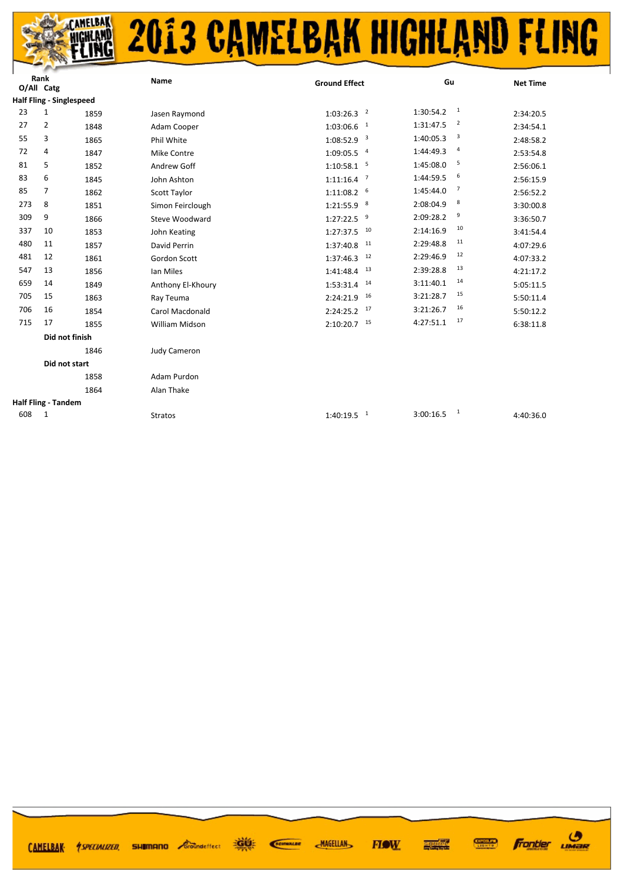# 2013 CAMELBAK HIGHLAND FLING

| Rank O/All | Catg | | Name | Ground Effect | | Gu | | Net Time |
|---|---|---|---|---|---|---|---|---|
| **Half Fling - Singlespeed** | | | | | | | | |
| 23 | 1 | 1859 | Jasen Raymond | 1:03:26.3 | 2 | 1:30:54.2 | 1 | 2:34:20.5 |
| 27 | 2 | 1848 | Adam Cooper | 1:03:06.6 | 1 | 1:31:47.5 | 2 | 2:34:54.1 |
| 55 | 3 | 1865 | Phil White | 1:08:52.9 | 3 | 1:40:05.3 | 3 | 2:48:58.2 |
| 72 | 4 | 1847 | Mike Contre | 1:09:05.5 | 4 | 1:44:49.3 | 4 | 2:53:54.8 |
| 81 | 5 | 1852 | Andrew Goff | 1:10:58.1 | 5 | 1:45:08.0 | 5 | 2:56:06.1 |
| 83 | 6 | 1845 | John Ashton | 1:11:16.4 | 7 | 1:44:59.5 | 6 | 2:56:15.9 |
| 85 | 7 | 1862 | Scott Taylor | 1:11:08.2 | 6 | 1:45:44.0 | 7 | 2:56:52.2 |
| 273 | 8 | 1851 | Simon Feirclough | 1:21:55.9 | 8 | 2:08:04.9 | 8 | 3:30:00.8 |
| 309 | 9 | 1866 | Steve Woodward | 1:27:22.5 | 9 | 2:09:28.2 | 9 | 3:36:50.7 |
| 337 | 10 | 1853 | John Keating | 1:27:37.5 | 10 | 2:14:16.9 | 10 | 3:41:54.4 |
| 480 | 11 | 1857 | David Perrin | 1:37:40.8 | 11 | 2:29:48.8 | 11 | 4:07:29.6 |
| 481 | 12 | 1861 | Gordon Scott | 1:37:46.3 | 12 | 2:29:46.9 | 12 | 4:07:33.2 |
| 547 | 13 | 1856 | Ian Miles | 1:41:48.4 | 13 | 2:39:28.8 | 13 | 4:21:17.2 |
| 659 | 14 | 1849 | Anthony El-Khoury | 1:53:31.4 | 14 | 3:11:40.1 | 14 | 5:05:11.5 |
| 705 | 15 | 1863 | Ray Teuma | 2:24:21.9 | 16 | 3:21:28.7 | 15 | 5:50:11.4 |
| 706 | 16 | 1854 | Carol Macdonald | 2:24:25.2 | 17 | 3:21:26.7 | 16 | 5:50:12.2 |
| 715 | 17 | 1855 | William Midson | 2:10:20.7 | 15 | 4:27:51.1 | 17 | 6:38:11.8 |
| | **Did not finish** | | | | | | | |
| | | 1846 | Judy Cameron | | | | | |
| | **Did not start** | | | | | | | |
| | | 1858 | Adam Purdon | | | | | |
| | | 1864 | Alan Thake | | | | | |
| **Half Fling - Tandem** | | | | | | | | |
| 608 | 1 | | Stratos | 1:40:19.5 | 1 | 3:00:16.5 | 1 | 4:40:36.0 |